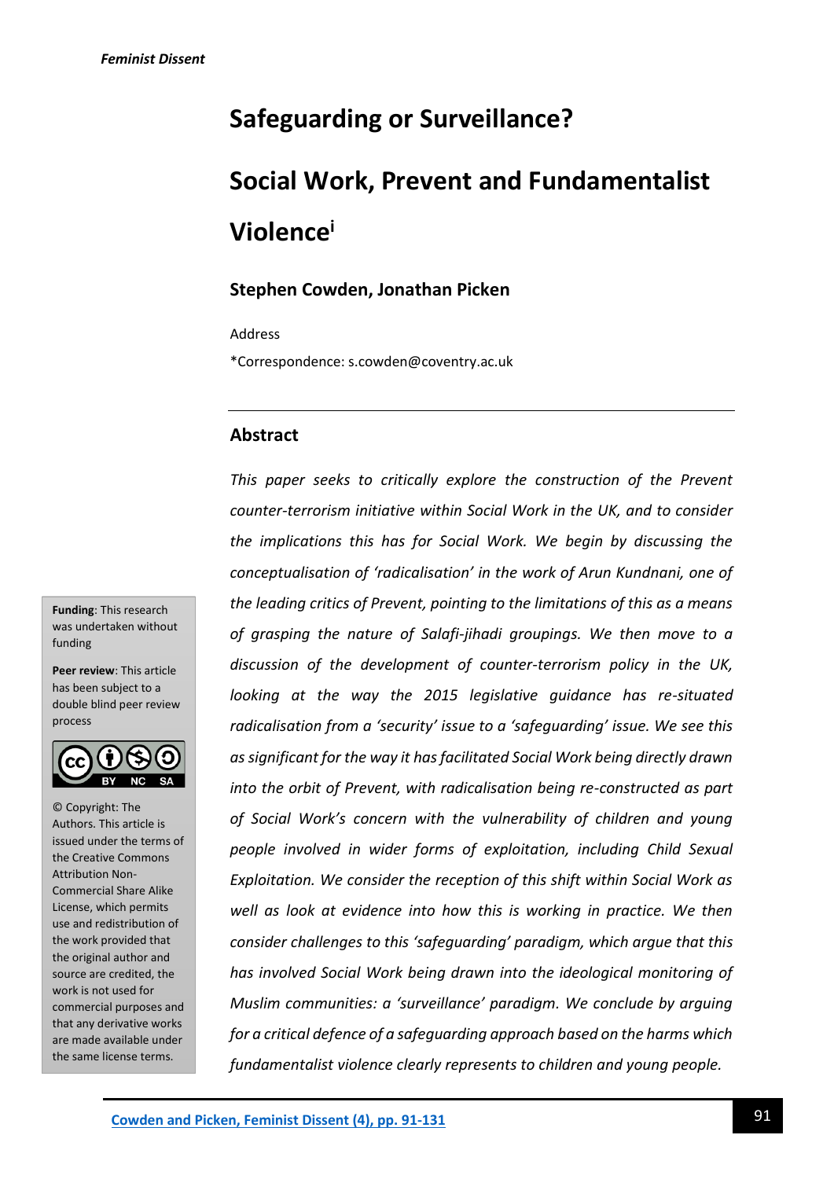# Safeguarding or Surveillance?

# Social Work, Prevent and Fundamentalist Violence[i]

**Stephen Cowden, Jonathan Picken**

Address

*Correspondence: s.cowden@coventry.ac.uk

## Abstract

*This paper seeks to critically explore the construction of the Prevent counter-terrorism initiative within Social Work in the UK, and to consider the implications this has for Social Work. We begin by discussing the conceptualisation of 'radicalisation' in the work of Arun Kundnani, one of the leading critics of Prevent, pointing to the limitations of this as a means of grasping the nature of Salafi-jihadi groupings. We then move to a discussion of the development of counter-terrorism policy in the UK, looking at the way the 2015 legislative guidance has re-situated radicalisation from a 'security' issue to a 'safeguarding' issue. We see this as significant for the way it has facilitated Social Work being directly drawn into the orbit of Prevent, with radicalisation being re-constructed as part of Social Work's concern with the vulnerability of children and young people involved in wider forms of exploitation, including Child Sexual Exploitation. We consider the reception of this shift within Social Work as well as look at evidence into how this is working in practice. We then consider challenges to this 'safeguarding' paradigm, which argue that this has involved Social Work being drawn into the ideological monitoring of Muslim communities: a 'surveillance' paradigm. We conclude by arguing for a critical defence of a safeguarding approach based on the harms which fundamentalist violence clearly represents to children and young people.*

**Funding**: This research was undertaken without funding

**Peer review**: This article has been subject to a double blind peer review process

© Copyright: The Authors. This article is issued under the terms of the Creative Commons Attribution Non-Commercial Share Alike License, which permits use and redistribution of the work provided that the original author and source are credited, the work is not used for commercial purposes and that any derivative works are made available under the same license terms.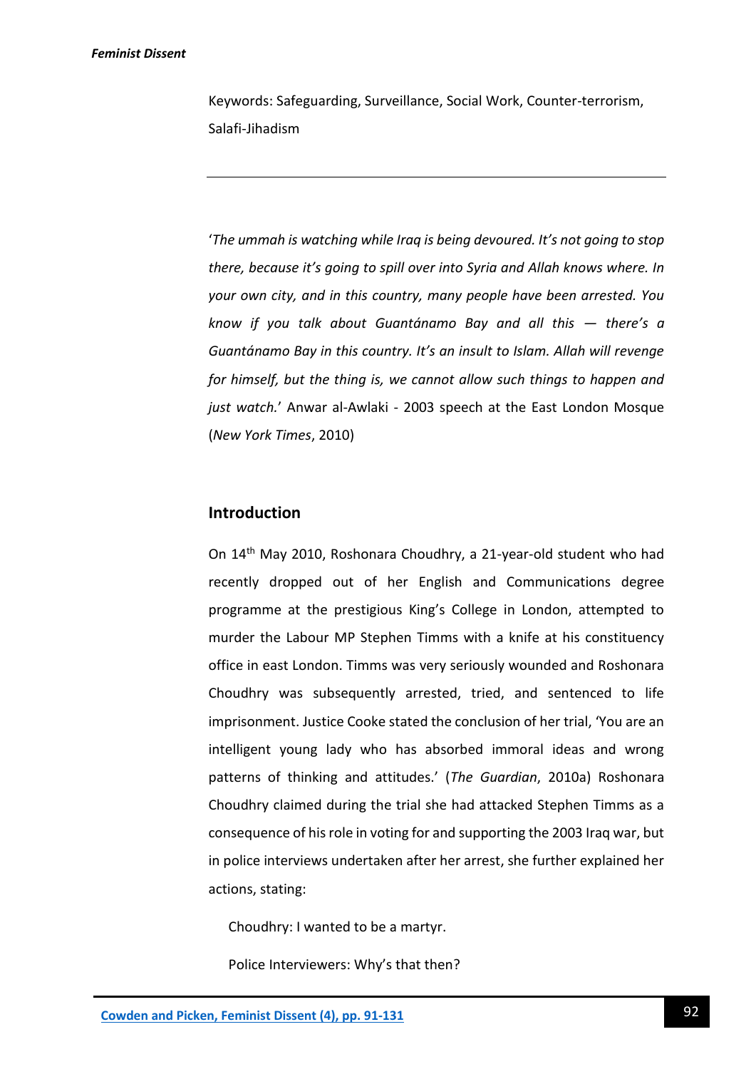Keywords: Safeguarding, Surveillance, Social Work, Counter-terrorism, Salafi-Jihadism

---

'*The ummah is watching while Iraq is being devoured. It's not going to stop there, because it's going to spill over into Syria and Allah knows where. In your own city, and in this country, many people have been arrested. You know if you talk about Guantánamo Bay and all this — there's a Guantánamo Bay in this country. It's an insult to Islam. Allah will revenge for himself, but the thing is, we cannot allow such things to happen and just watch.*' Anwar al-Awlaki - 2003 speech at the East London Mosque (*New York Times*, 2010)

## Introduction

On 14th May 2010, Roshonara Choudhry, a 21-year-old student who had recently dropped out of her English and Communications degree programme at the prestigious King's College in London, attempted to murder the Labour MP Stephen Timms with a knife at his constituency office in east London. Timms was very seriously wounded and Roshonara Choudhry was subsequently arrested, tried, and sentenced to life imprisonment. Justice Cooke stated the conclusion of her trial, 'You are an intelligent young lady who has absorbed immoral ideas and wrong patterns of thinking and attitudes.' (*The Guardian*, 2010a) Roshonara Choudhry claimed during the trial she had attacked Stephen Timms as a consequence of his role in voting for and supporting the 2003 Iraq war, but in police interviews undertaken after her arrest, she further explained her actions, stating:

Choudhry: I wanted to be a martyr.

Police Interviewers: Why's that then?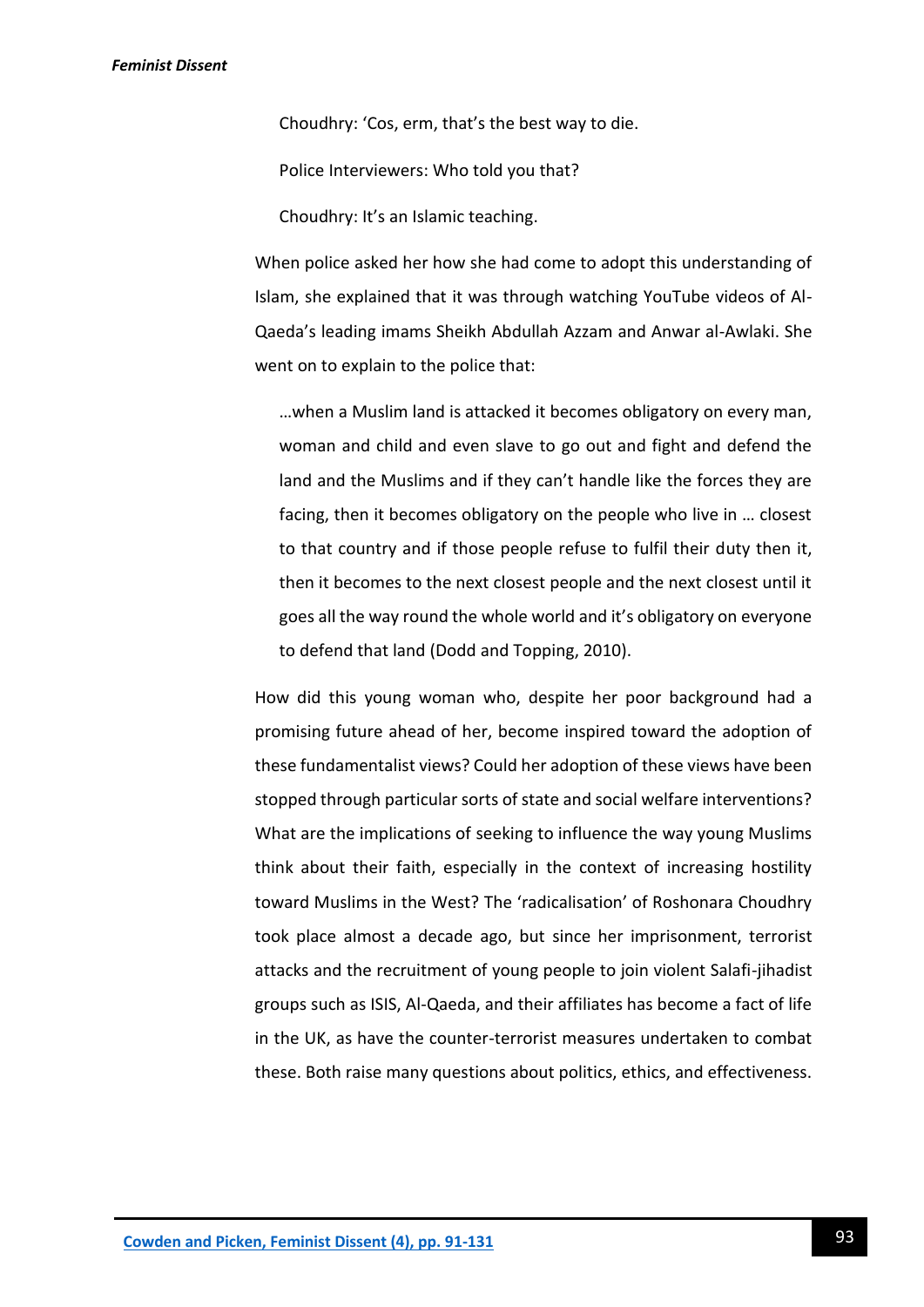Choudhry: 'Cos, erm, that's the best way to die.

Police Interviewers: Who told you that?

Choudhry: It's an Islamic teaching.

When police asked her how she had come to adopt this understanding of Islam, she explained that it was through watching YouTube videos of Al-Qaeda's leading imams Sheikh Abdullah Azzam and Anwar al-Awlaki. She went on to explain to the police that:

> …when a Muslim land is attacked it becomes obligatory on every man, woman and child and even slave to go out and fight and defend the land and the Muslims and if they can't handle like the forces they are facing, then it becomes obligatory on the people who live in … closest to that country and if those people refuse to fulfil their duty then it, then it becomes to the next closest people and the next closest until it goes all the way round the whole world and it's obligatory on everyone to defend that land (Dodd and Topping, 2010).

How did this young woman who, despite her poor background had a promising future ahead of her, become inspired toward the adoption of these fundamentalist views? Could her adoption of these views have been stopped through particular sorts of state and social welfare interventions? What are the implications of seeking to influence the way young Muslims think about their faith, especially in the context of increasing hostility toward Muslims in the West? The 'radicalisation' of Roshonara Choudhry took place almost a decade ago, but since her imprisonment, terrorist attacks and the recruitment of young people to join violent Salafi-jihadist groups such as ISIS, Al-Qaeda, and their affiliates has become a fact of life in the UK, as have the counter-terrorist measures undertaken to combat these. Both raise many questions about politics, ethics, and effectiveness.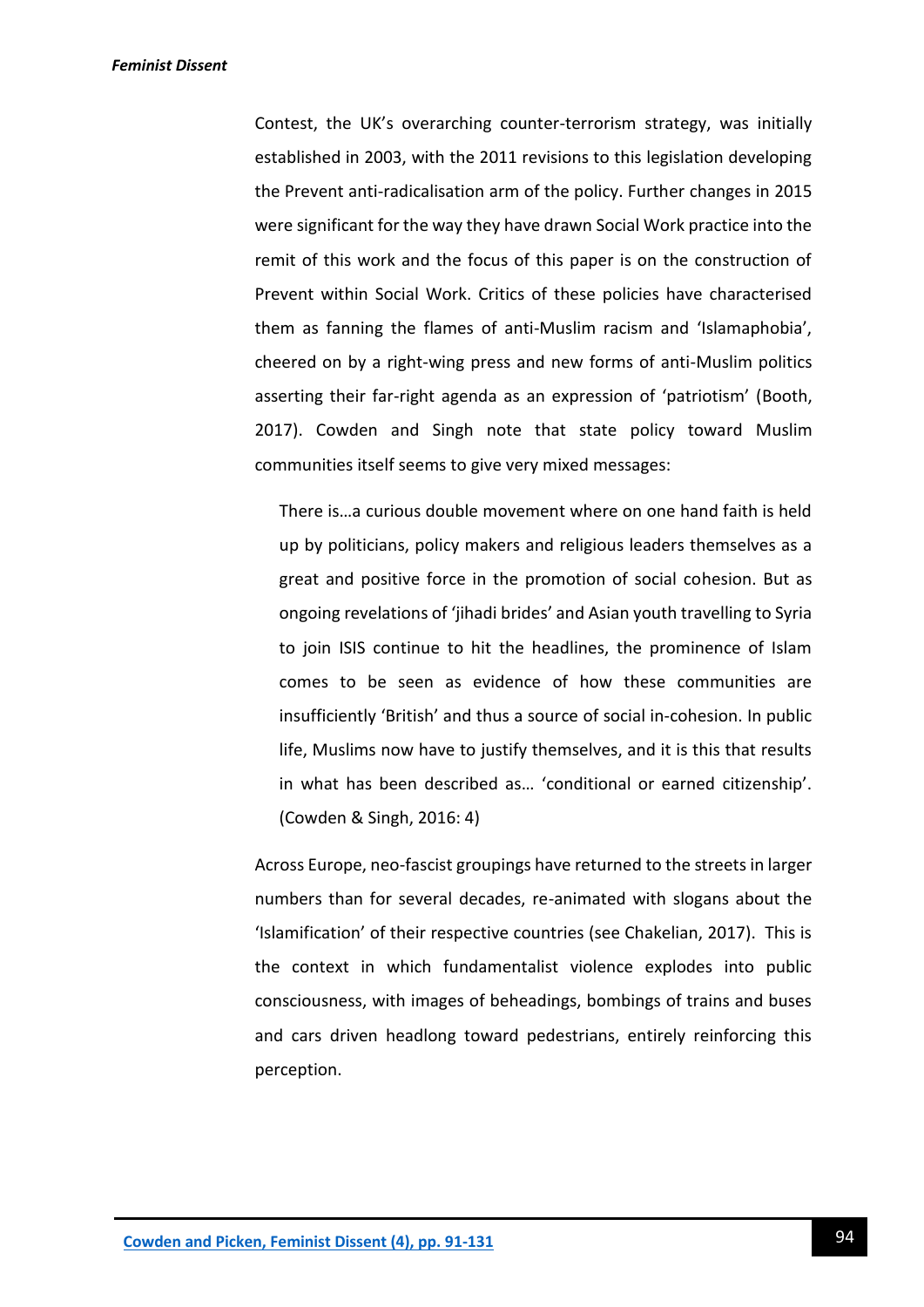Contest, the UK's overarching counter-terrorism strategy, was initially established in 2003, with the 2011 revisions to this legislation developing the Prevent anti-radicalisation arm of the policy. Further changes in 2015 were significant for the way they have drawn Social Work practice into the remit of this work and the focus of this paper is on the construction of Prevent within Social Work. Critics of these policies have characterised them as fanning the flames of anti-Muslim racism and 'Islamaphobia', cheered on by a right-wing press and new forms of anti-Muslim politics asserting their far-right agenda as an expression of 'patriotism' (Booth, 2017). Cowden and Singh note that state policy toward Muslim communities itself seems to give very mixed messages:

> There is…a curious double movement where on one hand faith is held up by politicians, policy makers and religious leaders themselves as a great and positive force in the promotion of social cohesion. But as ongoing revelations of 'jihadi brides' and Asian youth travelling to Syria to join ISIS continue to hit the headlines, the prominence of Islam comes to be seen as evidence of how these communities are insufficiently 'British' and thus a source of social in-cohesion. In public life, Muslims now have to justify themselves, and it is this that results in what has been described as… 'conditional or earned citizenship'. (Cowden & Singh, 2016: 4)

Across Europe, neo-fascist groupings have returned to the streets in larger numbers than for several decades, re-animated with slogans about the 'Islamification' of their respective countries (see Chakelian, 2017). This is the context in which fundamentalist violence explodes into public consciousness, with images of beheadings, bombings of trains and buses and cars driven headlong toward pedestrians, entirely reinforcing this perception.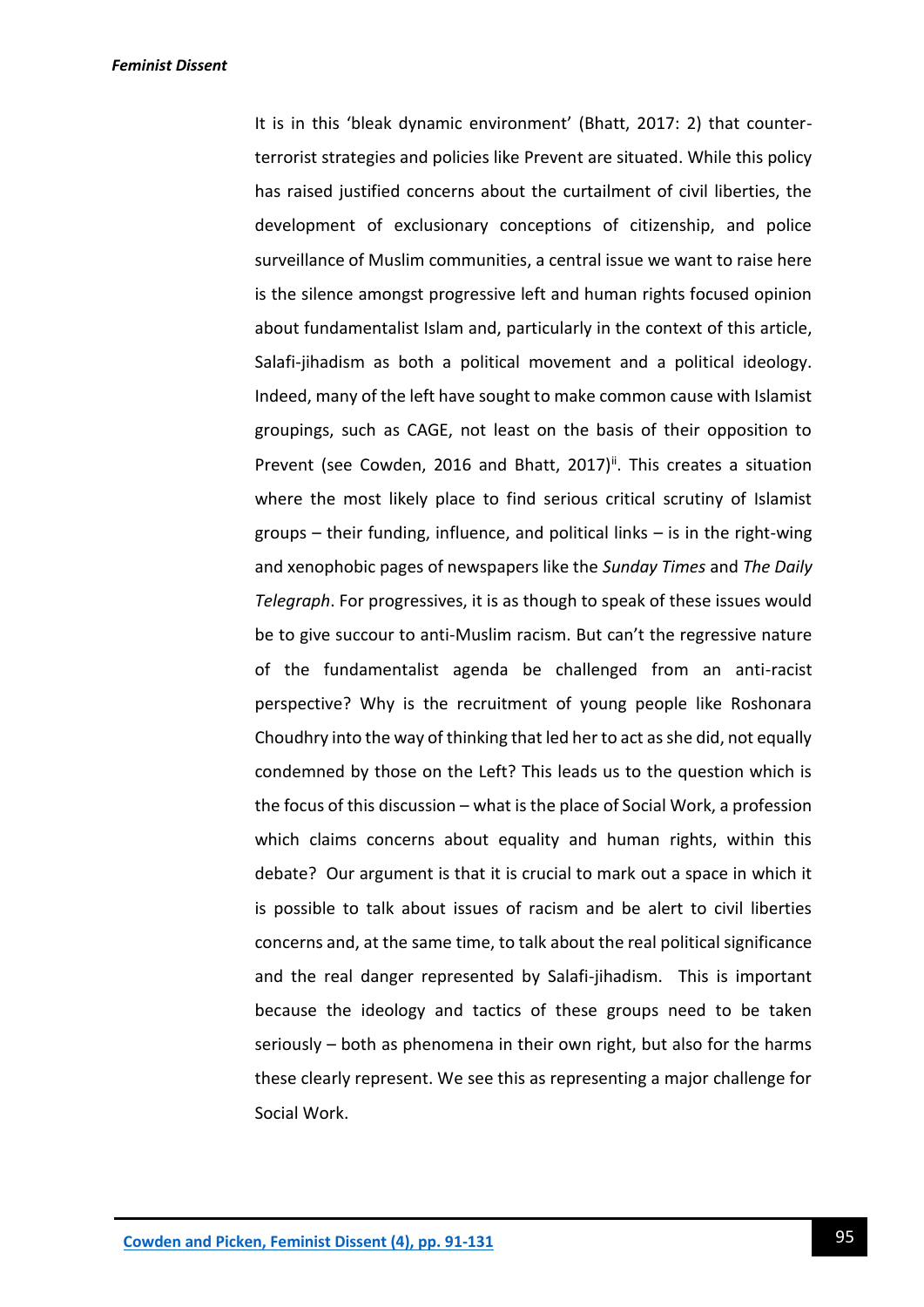It is in this 'bleak dynamic environment' (Bhatt, 2017: 2) that counter-terrorist strategies and policies like Prevent are situated. While this policy has raised justified concerns about the curtailment of civil liberties, the development of exclusionary conceptions of citizenship, and police surveillance of Muslim communities, a central issue we want to raise here is the silence amongst progressive left and human rights focused opinion about fundamentalist Islam and, particularly in the context of this article, Salafi-jihadism as both a political movement and a political ideology. Indeed, many of the left have sought to make common cause with Islamist groupings, such as CAGE, not least on the basis of their opposition to Prevent (see Cowden, 2016 and Bhatt, 2017)[ii]. This creates a situation where the most likely place to find serious critical scrutiny of Islamist groups – their funding, influence, and political links – is in the right-wing and xenophobic pages of newspapers like the *Sunday Times* and *The Daily Telegraph*. For progressives, it is as though to speak of these issues would be to give succour to anti-Muslim racism. But can't the regressive nature of the fundamentalist agenda be challenged from an anti-racist perspective? Why is the recruitment of young people like Roshonara Choudhry into the way of thinking that led her to act as she did, not equally condemned by those on the Left? This leads us to the question which is the focus of this discussion – what is the place of Social Work, a profession which claims concerns about equality and human rights, within this debate? Our argument is that it is crucial to mark out a space in which it is possible to talk about issues of racism and be alert to civil liberties concerns and, at the same time, to talk about the real political significance and the real danger represented by Salafi-jihadism. This is important because the ideology and tactics of these groups need to be taken seriously – both as phenomena in their own right, but also for the harms these clearly represent. We see this as representing a major challenge for Social Work.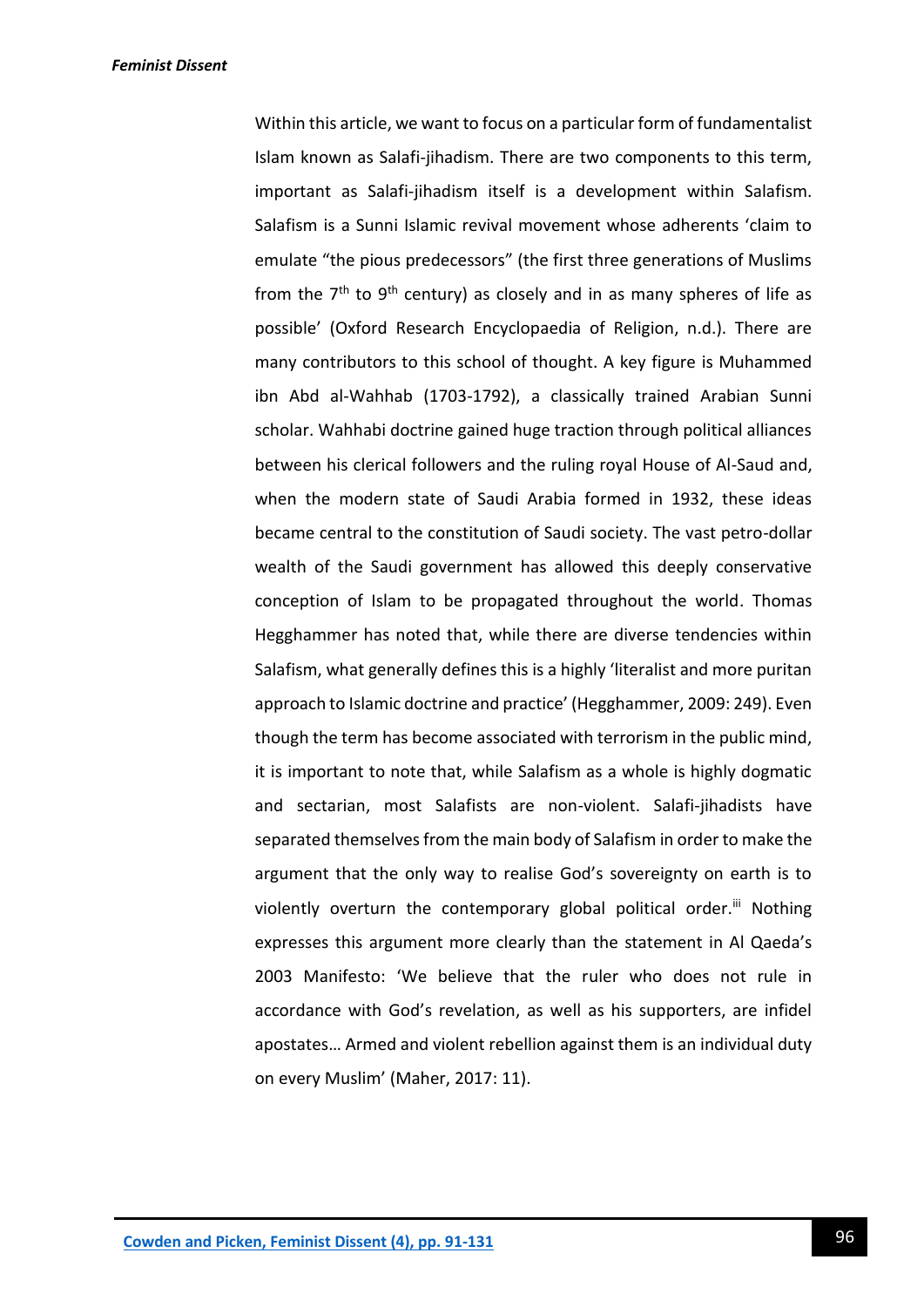Within this article, we want to focus on a particular form of fundamentalist Islam known as Salafi-jihadism. There are two components to this term, important as Salafi-jihadism itself is a development within Salafism. Salafism is a Sunni Islamic revival movement whose adherents 'claim to emulate "the pious predecessors" (the first three generations of Muslims from the 7th to 9th century) as closely and in as many spheres of life as possible' (Oxford Research Encyclopaedia of Religion, n.d.). There are many contributors to this school of thought. A key figure is Muhammed ibn Abd al-Wahhab (1703-1792), a classically trained Arabian Sunni scholar. Wahhabi doctrine gained huge traction through political alliances between his clerical followers and the ruling royal House of Al-Saud and, when the modern state of Saudi Arabia formed in 1932, these ideas became central to the constitution of Saudi society. The vast petro-dollar wealth of the Saudi government has allowed this deeply conservative conception of Islam to be propagated throughout the world. Thomas Hegghammer has noted that, while there are diverse tendencies within Salafism, what generally defines this is a highly 'literalist and more puritan approach to Islamic doctrine and practice' (Hegghammer, 2009: 249). Even though the term has become associated with terrorism in the public mind, it is important to note that, while Salafism as a whole is highly dogmatic and sectarian, most Salafists are non-violent. Salafi-jihadists have separated themselves from the main body of Salafism in order to make the argument that the only way to realise God's sovereignty on earth is to violently overturn the contemporary global political order.[iii] Nothing expresses this argument more clearly than the statement in Al Qaeda's 2003 Manifesto: 'We believe that the ruler who does not rule in accordance with God's revelation, as well as his supporters, are infidel apostates… Armed and violent rebellion against them is an individual duty on every Muslim' (Maher, 2017: 11).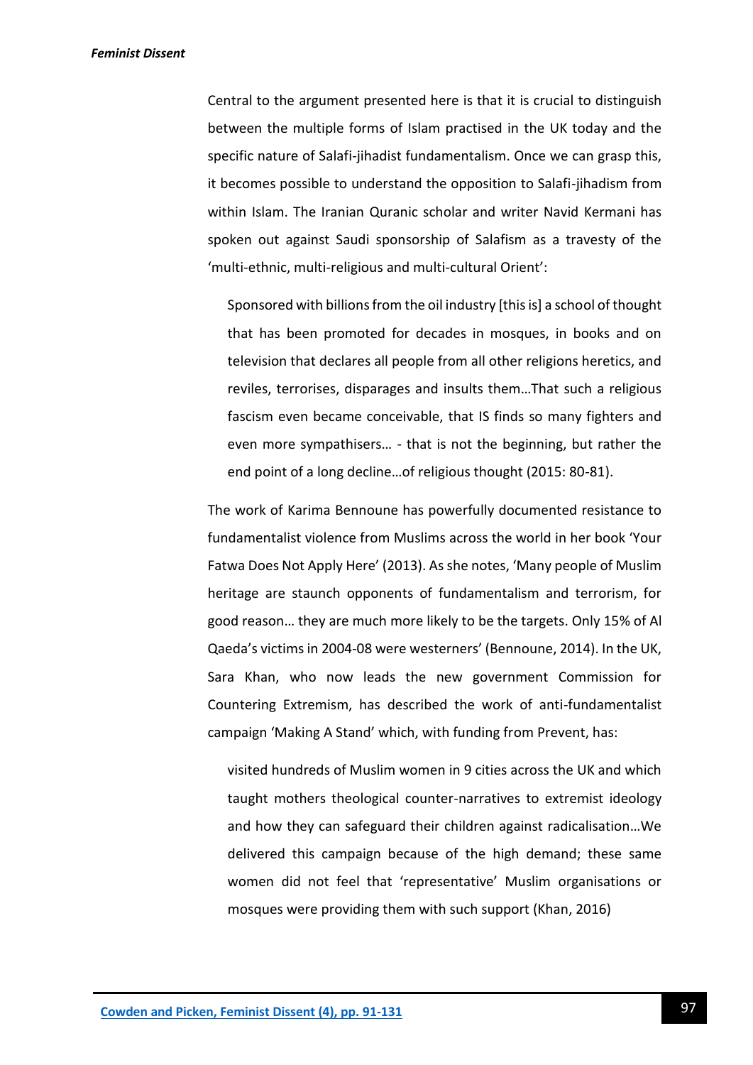Central to the argument presented here is that it is crucial to distinguish between the multiple forms of Islam practised in the UK today and the specific nature of Salafi-jihadist fundamentalism. Once we can grasp this, it becomes possible to understand the opposition to Salafi-jihadism from within Islam. The Iranian Quranic scholar and writer Navid Kermani has spoken out against Saudi sponsorship of Salafism as a travesty of the 'multi-ethnic, multi-religious and multi-cultural Orient':

> Sponsored with billions from the oil industry [this is] a school of thought that has been promoted for decades in mosques, in books and on television that declares all people from all other religions heretics, and reviles, terrorises, disparages and insults them…That such a religious fascism even became conceivable, that IS finds so many fighters and even more sympathisers… - that is not the beginning, but rather the end point of a long decline…of religious thought (2015: 80-81).

The work of Karima Bennoune has powerfully documented resistance to fundamentalist violence from Muslims across the world in her book 'Your Fatwa Does Not Apply Here' (2013). As she notes, 'Many people of Muslim heritage are staunch opponents of fundamentalism and terrorism, for good reason… they are much more likely to be the targets. Only 15% of Al Qaeda's victims in 2004-08 were westerners' (Bennoune, 2014). In the UK, Sara Khan, who now leads the new government Commission for Countering Extremism, has described the work of anti-fundamentalist campaign 'Making A Stand' which, with funding from Prevent, has:

> visited hundreds of Muslim women in 9 cities across the UK and which taught mothers theological counter-narratives to extremist ideology and how they can safeguard their children against radicalisation…We delivered this campaign because of the high demand; these same women did not feel that 'representative' Muslim organisations or mosques were providing them with such support (Khan, 2016)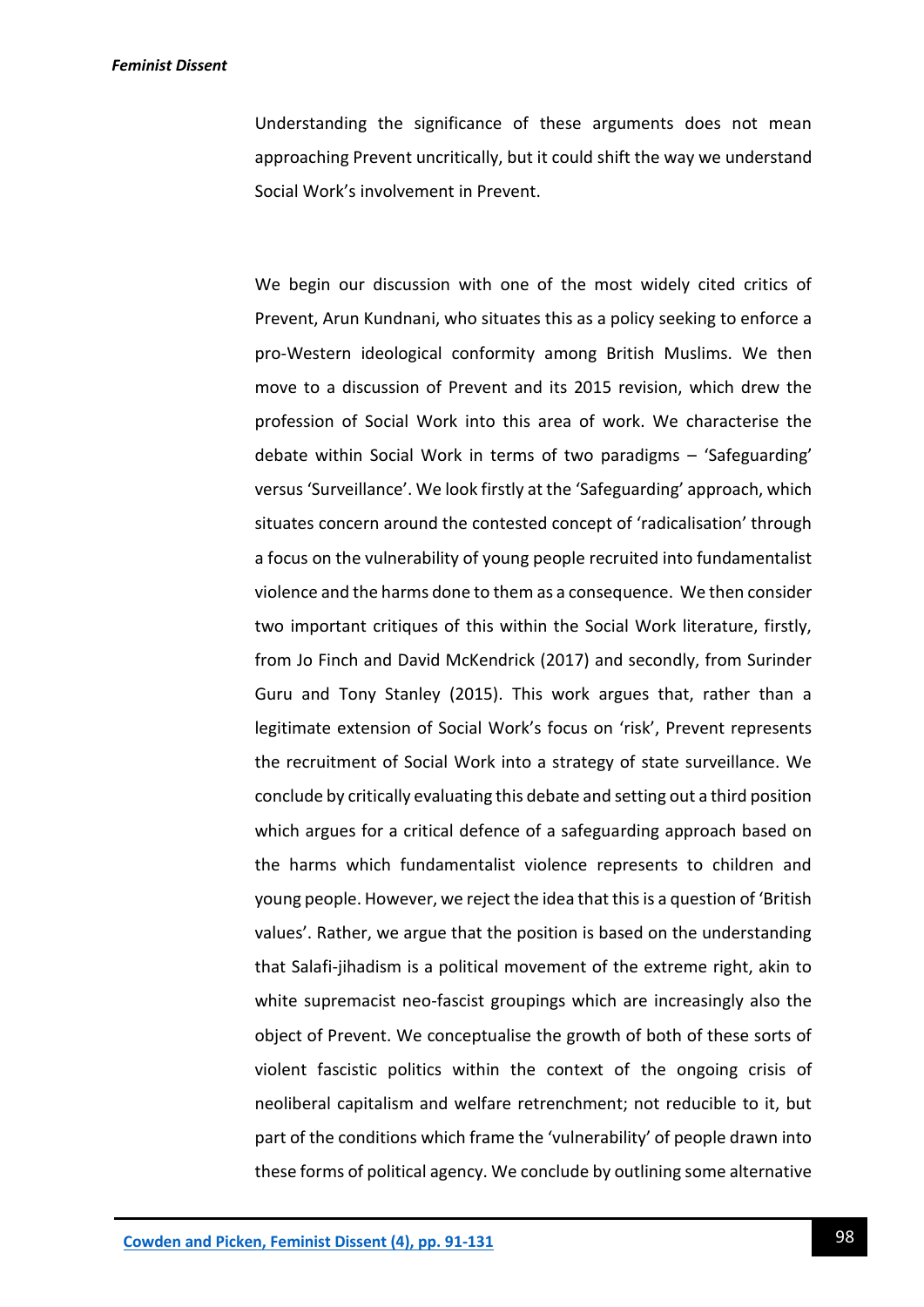Understanding the significance of these arguments does not mean approaching Prevent uncritically, but it could shift the way we understand Social Work's involvement in Prevent.

We begin our discussion with one of the most widely cited critics of Prevent, Arun Kundnani, who situates this as a policy seeking to enforce a pro-Western ideological conformity among British Muslims. We then move to a discussion of Prevent and its 2015 revision, which drew the profession of Social Work into this area of work. We characterise the debate within Social Work in terms of two paradigms – 'Safeguarding' versus 'Surveillance'. We look firstly at the 'Safeguarding' approach, which situates concern around the contested concept of 'radicalisation' through a focus on the vulnerability of young people recruited into fundamentalist violence and the harms done to them as a consequence. We then consider two important critiques of this within the Social Work literature, firstly, from Jo Finch and David McKendrick (2017) and secondly, from Surinder Guru and Tony Stanley (2015). This work argues that, rather than a legitimate extension of Social Work's focus on 'risk', Prevent represents the recruitment of Social Work into a strategy of state surveillance. We conclude by critically evaluating this debate and setting out a third position which argues for a critical defence of a safeguarding approach based on the harms which fundamentalist violence represents to children and young people. However, we reject the idea that this is a question of 'British values'. Rather, we argue that the position is based on the understanding that Salafi-jihadism is a political movement of the extreme right, akin to white supremacist neo-fascist groupings which are increasingly also the object of Prevent. We conceptualise the growth of both of these sorts of violent fascistic politics within the context of the ongoing crisis of neoliberal capitalism and welfare retrenchment; not reducible to it, but part of the conditions which frame the 'vulnerability' of people drawn into these forms of political agency. We conclude by outlining some alternative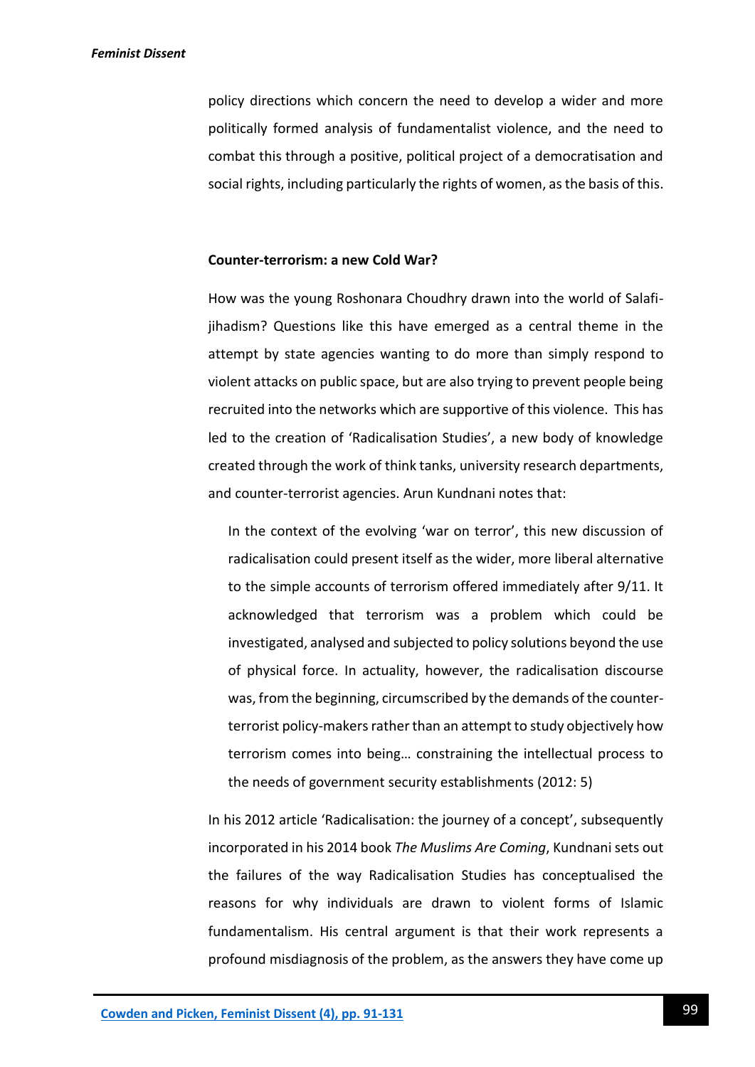policy directions which concern the need to develop a wider and more politically formed analysis of fundamentalist violence, and the need to combat this through a positive, political project of a democratisation and social rights, including particularly the rights of women, as the basis of this.

### Counter-terrorism: a new Cold War?

How was the young Roshonara Choudhry drawn into the world of Salafi-jihadism? Questions like this have emerged as a central theme in the attempt by state agencies wanting to do more than simply respond to violent attacks on public space, but are also trying to prevent people being recruited into the networks which are supportive of this violence. This has led to the creation of 'Radicalisation Studies', a new body of knowledge created through the work of think tanks, university research departments, and counter-terrorist agencies. Arun Kundnani notes that:

> In the context of the evolving 'war on terror', this new discussion of radicalisation could present itself as the wider, more liberal alternative to the simple accounts of terrorism offered immediately after 9/11. It acknowledged that terrorism was a problem which could be investigated, analysed and subjected to policy solutions beyond the use of physical force. In actuality, however, the radicalisation discourse was, from the beginning, circumscribed by the demands of the counter-terrorist policy-makers rather than an attempt to study objectively how terrorism comes into being… constraining the intellectual process to the needs of government security establishments (2012: 5)

In his 2012 article 'Radicalisation: the journey of a concept', subsequently incorporated in his 2014 book *The Muslims Are Coming*, Kundnani sets out the failures of the way Radicalisation Studies has conceptualised the reasons for why individuals are drawn to violent forms of Islamic fundamentalism. His central argument is that their work represents a profound misdiagnosis of the problem, as the answers they have come up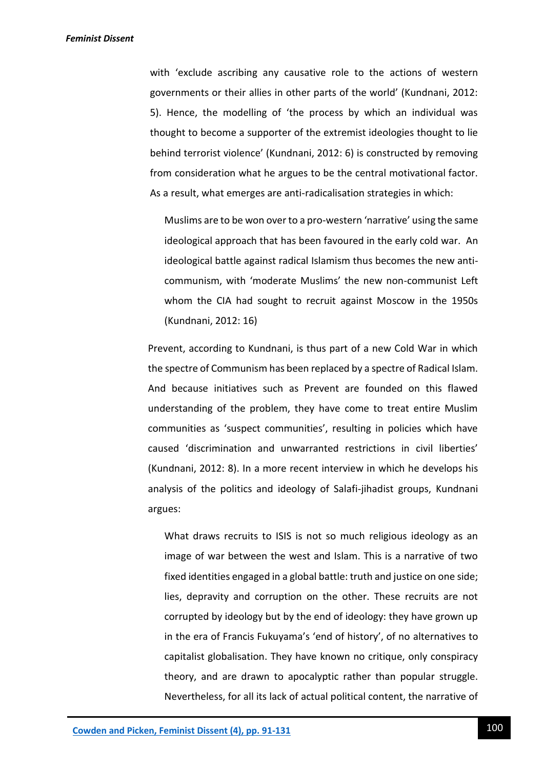with 'exclude ascribing any causative role to the actions of western governments or their allies in other parts of the world' (Kundnani, 2012: 5). Hence, the modelling of 'the process by which an individual was thought to become a supporter of the extremist ideologies thought to lie behind terrorist violence' (Kundnani, 2012: 6) is constructed by removing from consideration what he argues to be the central motivational factor. As a result, what emerges are anti-radicalisation strategies in which:

> Muslims are to be won over to a pro-western 'narrative' using the same ideological approach that has been favoured in the early cold war. An ideological battle against radical Islamism thus becomes the new anti-communism, with 'moderate Muslims' the new non-communist Left whom the CIA had sought to recruit against Moscow in the 1950s (Kundnani, 2012: 16)

Prevent, according to Kundnani, is thus part of a new Cold War in which the spectre of Communism has been replaced by a spectre of Radical Islam. And because initiatives such as Prevent are founded on this flawed understanding of the problem, they have come to treat entire Muslim communities as 'suspect communities', resulting in policies which have caused 'discrimination and unwarranted restrictions in civil liberties' (Kundnani, 2012: 8). In a more recent interview in which he develops his analysis of the politics and ideology of Salafi-jihadist groups, Kundnani argues:

> What draws recruits to ISIS is not so much religious ideology as an image of war between the west and Islam. This is a narrative of two fixed identities engaged in a global battle: truth and justice on one side; lies, depravity and corruption on the other. These recruits are not corrupted by ideology but by the end of ideology: they have grown up in the era of Francis Fukuyama's 'end of history', of no alternatives to capitalist globalisation. They have known no critique, only conspiracy theory, and are drawn to apocalyptic rather than popular struggle. Nevertheless, for all its lack of actual political content, the narrative of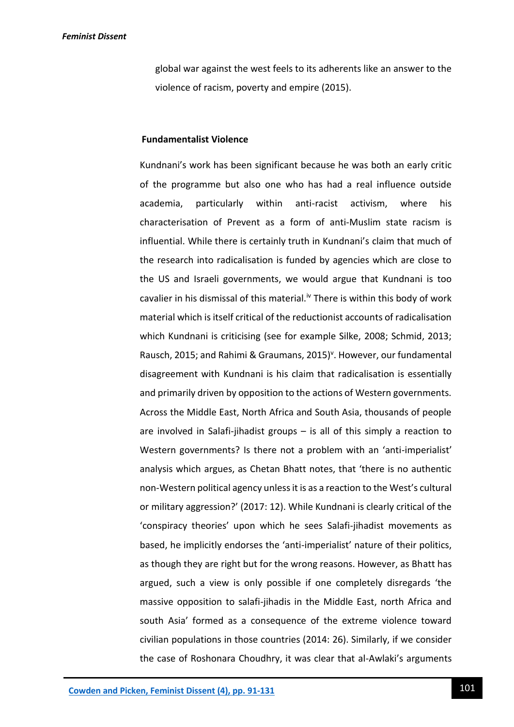global war against the west feels to its adherents like an answer to the violence of racism, poverty and empire (2015).

## Fundamentalist Violence

Kundnani's work has been significant because he was both an early critic of the programme but also one who has had a real influence outside academia, particularly within anti-racist activism, where his characterisation of Prevent as a form of anti-Muslim state racism is influential. While there is certainly truth in Kundnani's claim that much of the research into radicalisation is funded by agencies which are close to the US and Israeli governments, we would argue that Kundnani is too cavalier in his dismissal of this material.[iv] There is within this body of work material which is itself critical of the reductionist accounts of radicalisation which Kundnani is criticising (see for example Silke, 2008; Schmid, 2013; Rausch, 2015; and Rahimi & Graumans, 2015)[v]. However, our fundamental disagreement with Kundnani is his claim that radicalisation is essentially and primarily driven by opposition to the actions of Western governments. Across the Middle East, North Africa and South Asia, thousands of people are involved in Salafi-jihadist groups – is all of this simply a reaction to Western governments? Is there not a problem with an 'anti-imperialist' analysis which argues, as Chetan Bhatt notes, that 'there is no authentic non-Western political agency unless it is as a reaction to the West's cultural or military aggression?' (2017: 12). While Kundnani is clearly critical of the 'conspiracy theories' upon which he sees Salafi-jihadist movements as based, he implicitly endorses the 'anti-imperialist' nature of their politics, as though they are right but for the wrong reasons. However, as Bhatt has argued, such a view is only possible if one completely disregards 'the massive opposition to salafi-jihadis in the Middle East, north Africa and south Asia' formed as a consequence of the extreme violence toward civilian populations in those countries (2014: 26). Similarly, if we consider the case of Roshonara Choudhry, it was clear that al-Awlaki's arguments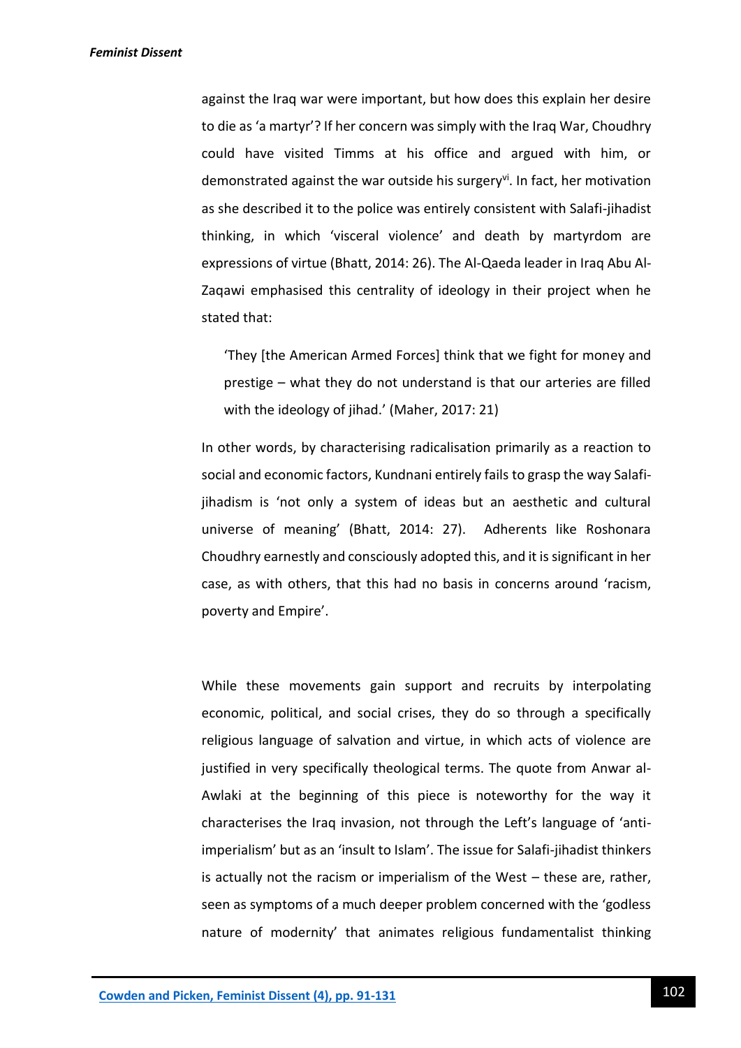against the Iraq war were important, but how does this explain her desire to die as 'a martyr'? If her concern was simply with the Iraq War, Choudhry could have visited Timms at his office and argued with him, or demonstrated against the war outside his surgery[vi]. In fact, her motivation as she described it to the police was entirely consistent with Salafi-jihadist thinking, in which 'visceral violence' and death by martyrdom are expressions of virtue (Bhatt, 2014: 26). The Al-Qaeda leader in Iraq Abu Al-Zaqawi emphasised this centrality of ideology in their project when he stated that:

> 'They [the American Armed Forces] think that we fight for money and prestige – what they do not understand is that our arteries are filled with the ideology of jihad.' (Maher, 2017: 21)

In other words, by characterising radicalisation primarily as a reaction to social and economic factors, Kundnani entirely fails to grasp the way Salafi-jihadism is 'not only a system of ideas but an aesthetic and cultural universe of meaning' (Bhatt, 2014: 27). Adherents like Roshonara Choudhry earnestly and consciously adopted this, and it is significant in her case, as with others, that this had no basis in concerns around 'racism, poverty and Empire'.

While these movements gain support and recruits by interpolating economic, political, and social crises, they do so through a specifically religious language of salvation and virtue, in which acts of violence are justified in very specifically theological terms. The quote from Anwar al-Awlaki at the beginning of this piece is noteworthy for the way it characterises the Iraq invasion, not through the Left's language of 'anti-imperialism' but as an 'insult to Islam'. The issue for Salafi-jihadist thinkers is actually not the racism or imperialism of the West – these are, rather, seen as symptoms of a much deeper problem concerned with the 'godless nature of modernity' that animates religious fundamentalist thinking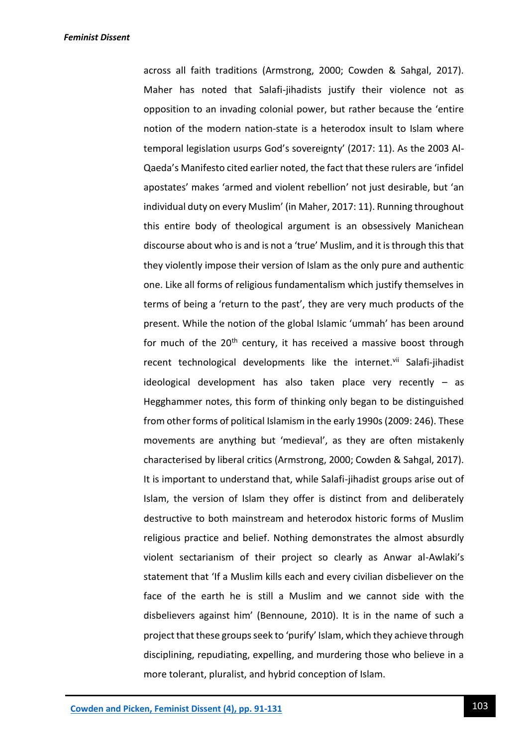across all faith traditions (Armstrong, 2000; Cowden & Sahgal, 2017). Maher has noted that Salafi-jihadists justify their violence not as opposition to an invading colonial power, but rather because the 'entire notion of the modern nation-state is a heterodox insult to Islam where temporal legislation usurps God's sovereignty' (2017: 11). As the 2003 Al-Qaeda's Manifesto cited earlier noted, the fact that these rulers are 'infidel apostates' makes 'armed and violent rebellion' not just desirable, but 'an individual duty on every Muslim' (in Maher, 2017: 11). Running throughout this entire body of theological argument is an obsessively Manichean discourse about who is and is not a 'true' Muslim, and it is through this that they violently impose their version of Islam as the only pure and authentic one. Like all forms of religious fundamentalism which justify themselves in terms of being a 'return to the past', they are very much products of the present. While the notion of the global Islamic 'ummah' has been around for much of the 20th century, it has received a massive boost through recent technological developments like the internet.[vii] Salafi-jihadist ideological development has also taken place very recently – as Hegghammer notes, this form of thinking only began to be distinguished from other forms of political Islamism in the early 1990s (2009: 246). These movements are anything but 'medieval', as they are often mistakenly characterised by liberal critics (Armstrong, 2000; Cowden & Sahgal, 2017). It is important to understand that, while Salafi-jihadist groups arise out of Islam, the version of Islam they offer is distinct from and deliberately destructive to both mainstream and heterodox historic forms of Muslim religious practice and belief. Nothing demonstrates the almost absurdly violent sectarianism of their project so clearly as Anwar al-Awlaki's statement that 'If a Muslim kills each and every civilian disbeliever on the face of the earth he is still a Muslim and we cannot side with the disbelievers against him' (Bennoune, 2010). It is in the name of such a project that these groups seek to 'purify' Islam, which they achieve through disciplining, repudiating, expelling, and murdering those who believe in a more tolerant, pluralist, and hybrid conception of Islam.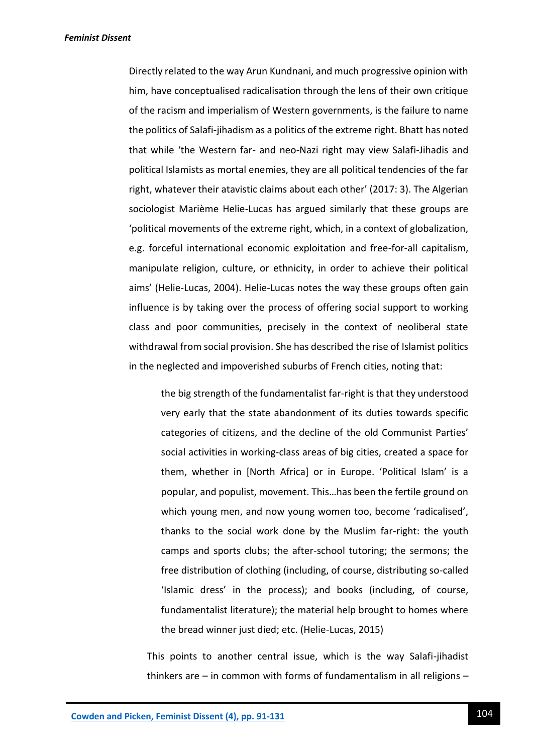Directly related to the way Arun Kundnani, and much progressive opinion with him, have conceptualised radicalisation through the lens of their own critique of the racism and imperialism of Western governments, is the failure to name the politics of Salafi-jihadism as a politics of the extreme right. Bhatt has noted that while 'the Western far- and neo-Nazi right may view Salafi-Jihadis and political Islamists as mortal enemies, they are all political tendencies of the far right, whatever their atavistic claims about each other' (2017: 3). The Algerian sociologist Marième Helie-Lucas has argued similarly that these groups are 'political movements of the extreme right, which, in a context of globalization, e.g. forceful international economic exploitation and free-for-all capitalism, manipulate religion, culture, or ethnicity, in order to achieve their political aims' (Helie-Lucas, 2004). Helie-Lucas notes the way these groups often gain influence is by taking over the process of offering social support to working class and poor communities, precisely in the context of neoliberal state withdrawal from social provision. She has described the rise of Islamist politics in the neglected and impoverished suburbs of French cities, noting that:

> the big strength of the fundamentalist far-right is that they understood very early that the state abandonment of its duties towards specific categories of citizens, and the decline of the old Communist Parties' social activities in working-class areas of big cities, created a space for them, whether in [North Africa] or in Europe. 'Political Islam' is a popular, and populist, movement. This…has been the fertile ground on which young men, and now young women too, become 'radicalised', thanks to the social work done by the Muslim far-right: the youth camps and sports clubs; the after-school tutoring; the sermons; the free distribution of clothing (including, of course, distributing so-called 'Islamic dress' in the process); and books (including, of course, fundamentalist literature); the material help brought to homes where the bread winner just died; etc. (Helie-Lucas, 2015)

This points to another central issue, which is the way Salafi-jihadist thinkers are – in common with forms of fundamentalism in all religions –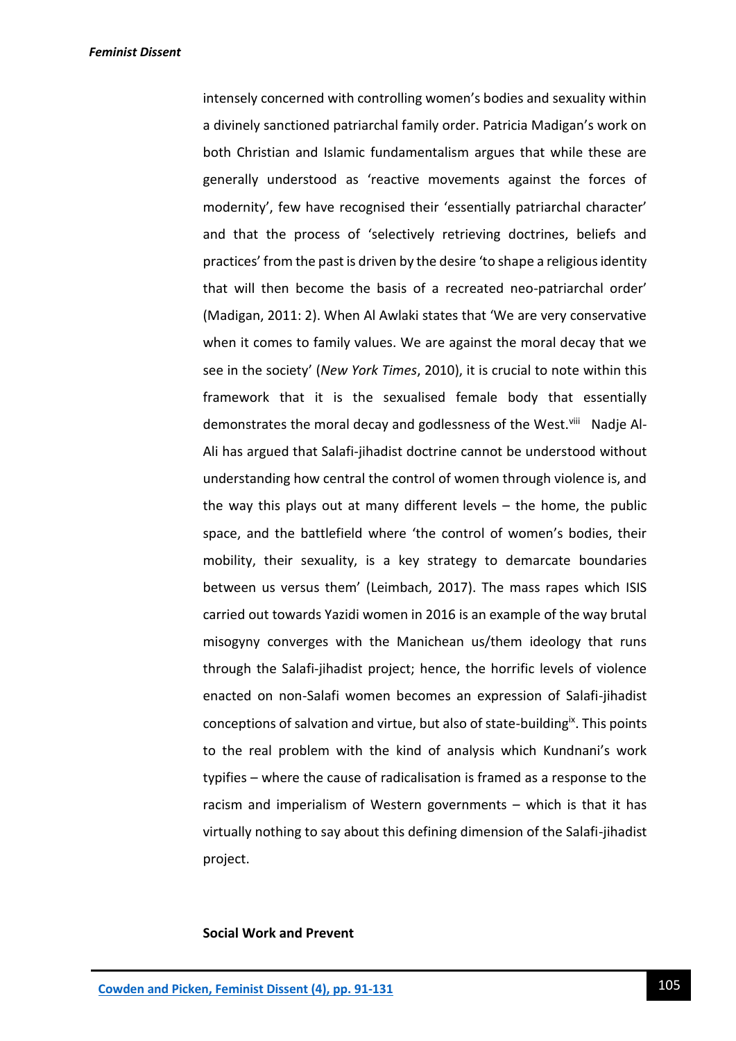intensely concerned with controlling women's bodies and sexuality within a divinely sanctioned patriarchal family order. Patricia Madigan's work on both Christian and Islamic fundamentalism argues that while these are generally understood as 'reactive movements against the forces of modernity', few have recognised their 'essentially patriarchal character' and that the process of 'selectively retrieving doctrines, beliefs and practices' from the past is driven by the desire 'to shape a religious identity that will then become the basis of a recreated neo-patriarchal order' (Madigan, 2011: 2). When Al Awlaki states that 'We are very conservative when it comes to family values. We are against the moral decay that we see in the society' (*New York Times*, 2010), it is crucial to note within this framework that it is the sexualised female body that essentially demonstrates the moral decay and godlessness of the West.[viii] Nadje Al-Ali has argued that Salafi-jihadist doctrine cannot be understood without understanding how central the control of women through violence is, and the way this plays out at many different levels – the home, the public space, and the battlefield where 'the control of women's bodies, their mobility, their sexuality, is a key strategy to demarcate boundaries between us versus them' (Leimbach, 2017). The mass rapes which ISIS carried out towards Yazidi women in 2016 is an example of the way brutal misogyny converges with the Manichean us/them ideology that runs through the Salafi-jihadist project; hence, the horrific levels of violence enacted on non-Salafi women becomes an expression of Salafi-jihadist conceptions of salvation and virtue, but also of state-building[ix]. This points to the real problem with the kind of analysis which Kundnani's work typifies – where the cause of radicalisation is framed as a response to the racism and imperialism of Western governments – which is that it has virtually nothing to say about this defining dimension of the Salafi-jihadist project.

**Social Work and Prevent**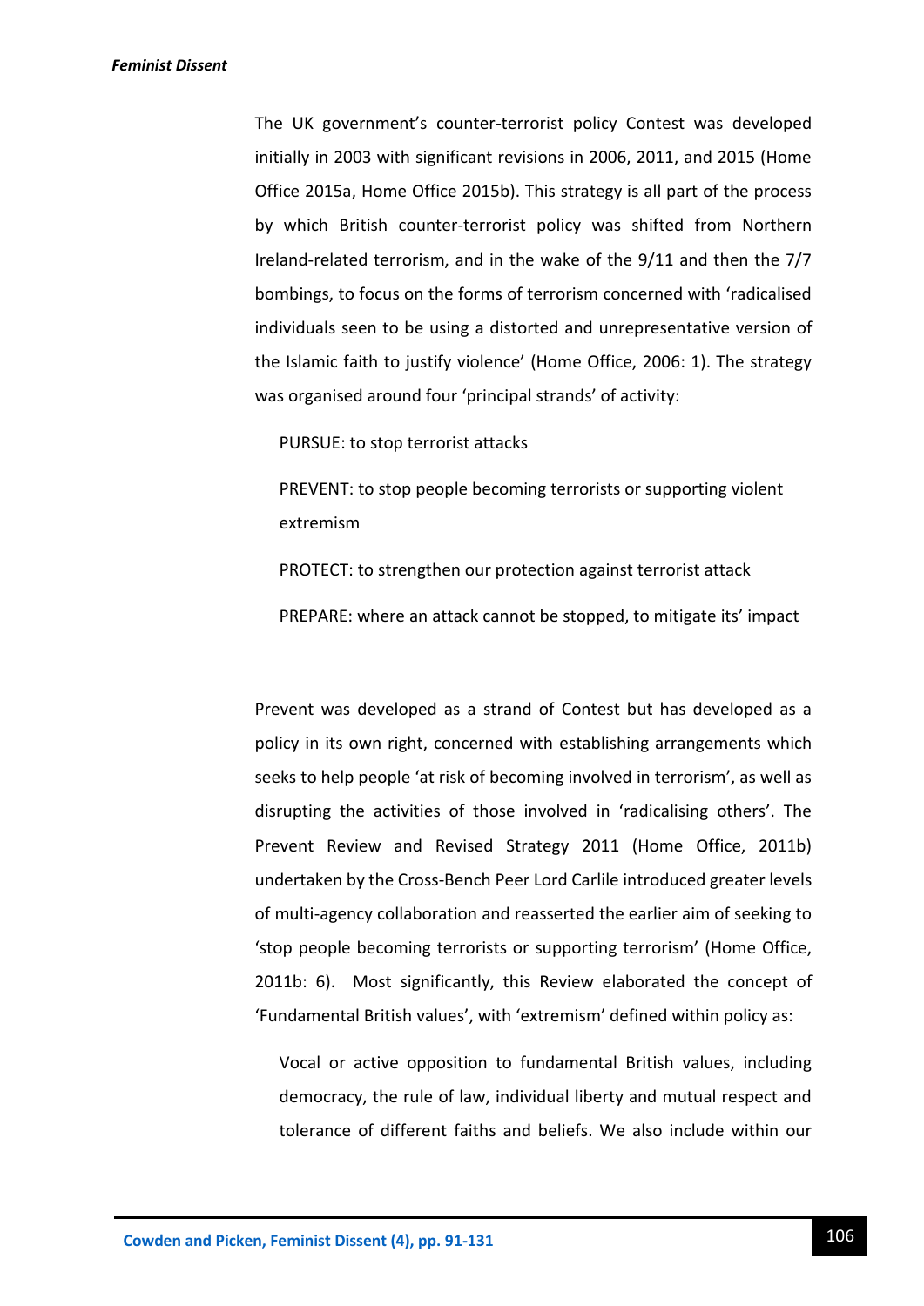The UK government's counter-terrorist policy Contest was developed initially in 2003 with significant revisions in 2006, 2011, and 2015 (Home Office 2015a, Home Office 2015b). This strategy is all part of the process by which British counter-terrorist policy was shifted from Northern Ireland-related terrorism, and in the wake of the 9/11 and then the 7/7 bombings, to focus on the forms of terrorism concerned with 'radicalised individuals seen to be using a distorted and unrepresentative version of the Islamic faith to justify violence' (Home Office, 2006: 1). The strategy was organised around four 'principal strands' of activity:

> PURSUE: to stop terrorist attacks
>
> PREVENT: to stop people becoming terrorists or supporting violent extremism
>
> PROTECT: to strengthen our protection against terrorist attack
>
> PREPARE: where an attack cannot be stopped, to mitigate its' impact

Prevent was developed as a strand of Contest but has developed as a policy in its own right, concerned with establishing arrangements which seeks to help people 'at risk of becoming involved in terrorism', as well as disrupting the activities of those involved in 'radicalising others'. The Prevent Review and Revised Strategy 2011 (Home Office, 2011b) undertaken by the Cross-Bench Peer Lord Carlile introduced greater levels of multi-agency collaboration and reasserted the earlier aim of seeking to 'stop people becoming terrorists or supporting terrorism' (Home Office, 2011b: 6). Most significantly, this Review elaborated the concept of 'Fundamental British values', with 'extremism' defined within policy as:

> Vocal or active opposition to fundamental British values, including democracy, the rule of law, individual liberty and mutual respect and tolerance of different faiths and beliefs. We also include within our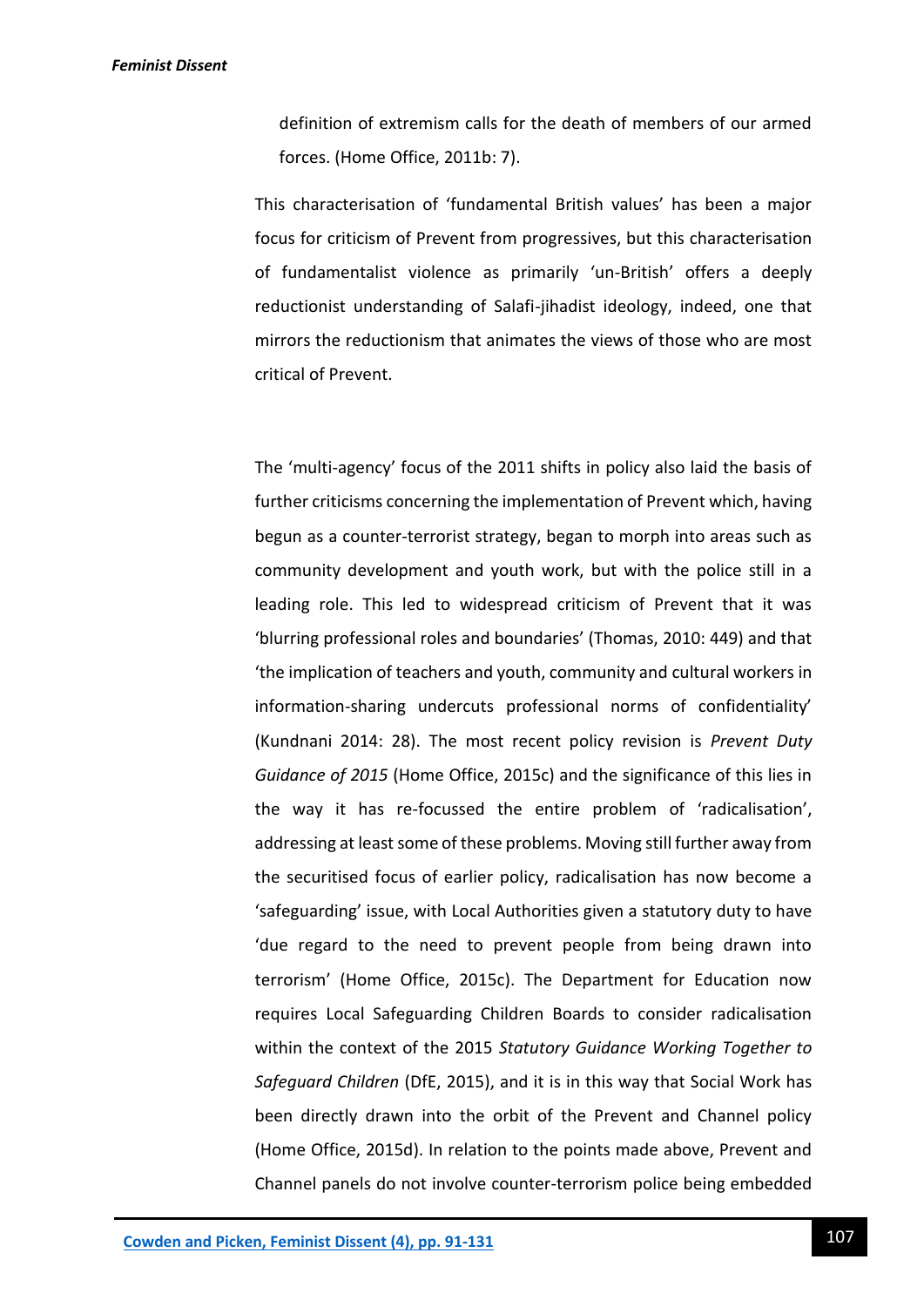> definition of extremism calls for the death of members of our armed forces. (Home Office, 2011b: 7).

This characterisation of 'fundamental British values' has been a major focus for criticism of Prevent from progressives, but this characterisation of fundamentalist violence as primarily 'un-British' offers a deeply reductionist understanding of Salafi-jihadist ideology, indeed, one that mirrors the reductionism that animates the views of those who are most critical of Prevent.

The 'multi-agency' focus of the 2011 shifts in policy also laid the basis of further criticisms concerning the implementation of Prevent which, having begun as a counter-terrorist strategy, began to morph into areas such as community development and youth work, but with the police still in a leading role. This led to widespread criticism of Prevent that it was 'blurring professional roles and boundaries' (Thomas, 2010: 449) and that 'the implication of teachers and youth, community and cultural workers in information-sharing undercuts professional norms of confidentiality' (Kundnani 2014: 28). The most recent policy revision is *Prevent Duty Guidance of 2015* (Home Office, 2015c) and the significance of this lies in the way it has re-focussed the entire problem of 'radicalisation', addressing at least some of these problems. Moving still further away from the securitised focus of earlier policy, radicalisation has now become a 'safeguarding' issue, with Local Authorities given a statutory duty to have 'due regard to the need to prevent people from being drawn into terrorism' (Home Office, 2015c). The Department for Education now requires Local Safeguarding Children Boards to consider radicalisation within the context of the 2015 *Statutory Guidance Working Together to Safeguard Children* (DfE, 2015), and it is in this way that Social Work has been directly drawn into the orbit of the Prevent and Channel policy (Home Office, 2015d). In relation to the points made above, Prevent and Channel panels do not involve counter-terrorism police being embedded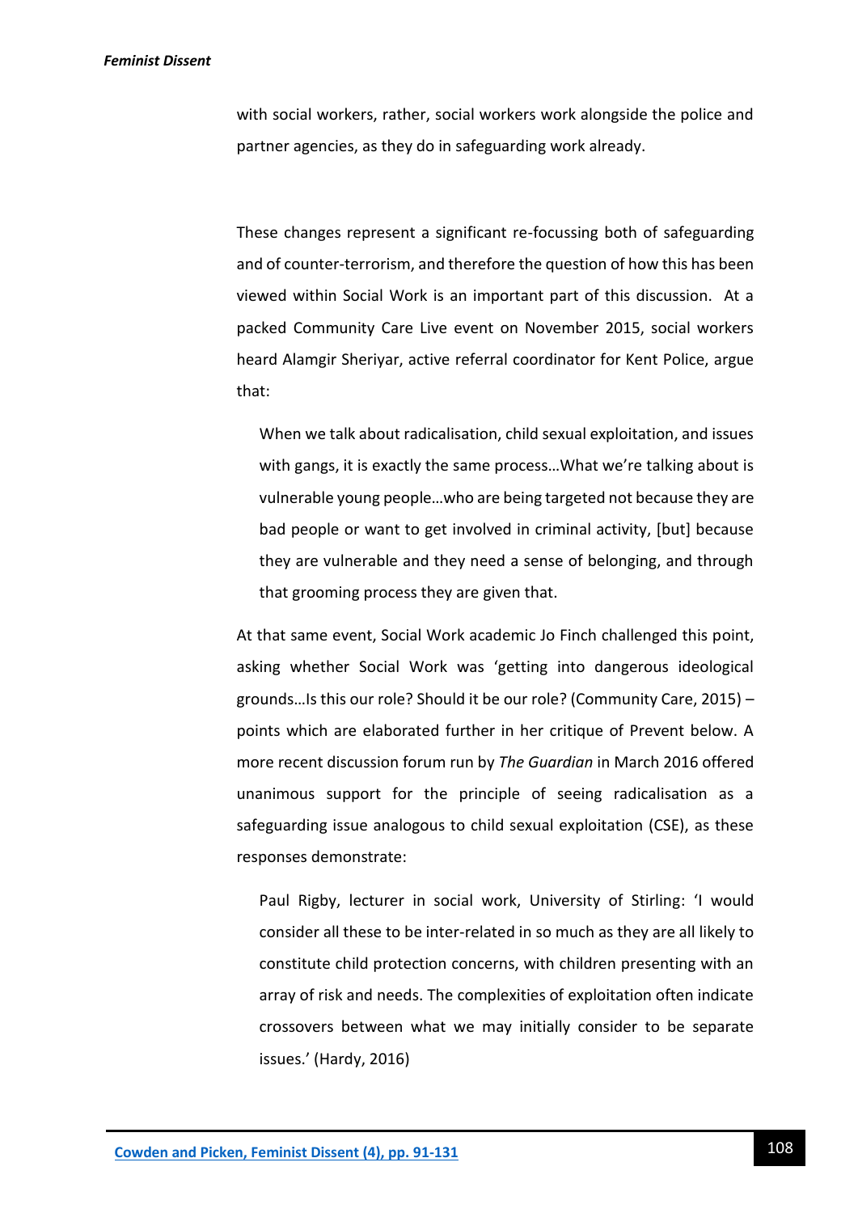with social workers, rather, social workers work alongside the police and partner agencies, as they do in safeguarding work already.

These changes represent a significant re-focussing both of safeguarding and of counter-terrorism, and therefore the question of how this has been viewed within Social Work is an important part of this discussion. At a packed Community Care Live event on November 2015, social workers heard Alamgir Sheriyar, active referral coordinator for Kent Police, argue that:

> When we talk about radicalisation, child sexual exploitation, and issues with gangs, it is exactly the same process…What we're talking about is vulnerable young people…who are being targeted not because they are bad people or want to get involved in criminal activity, [but] because they are vulnerable and they need a sense of belonging, and through that grooming process they are given that.

At that same event, Social Work academic Jo Finch challenged this point, asking whether Social Work was 'getting into dangerous ideological grounds…Is this our role? Should it be our role? (Community Care, 2015) – points which are elaborated further in her critique of Prevent below. A more recent discussion forum run by *The Guardian* in March 2016 offered unanimous support for the principle of seeing radicalisation as a safeguarding issue analogous to child sexual exploitation (CSE), as these responses demonstrate:

> Paul Rigby, lecturer in social work, University of Stirling: 'I would consider all these to be inter-related in so much as they are all likely to constitute child protection concerns, with children presenting with an array of risk and needs. The complexities of exploitation often indicate crossovers between what we may initially consider to be separate issues.' (Hardy, 2016)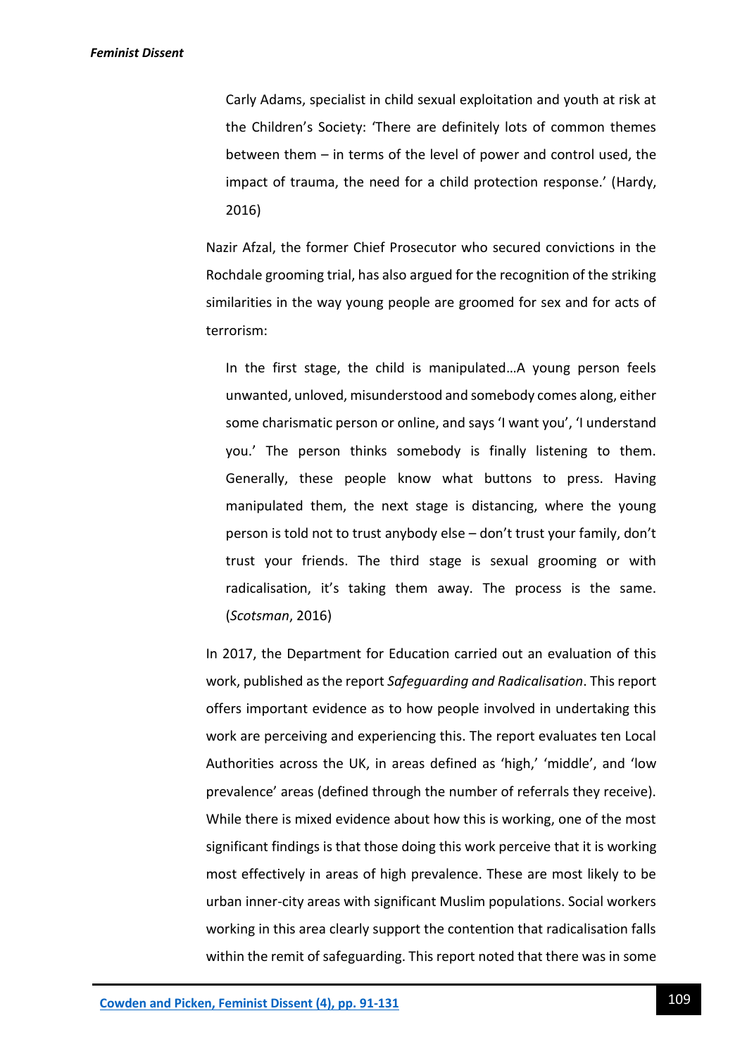> Carly Adams, specialist in child sexual exploitation and youth at risk at the Children's Society: 'There are definitely lots of common themes between them – in terms of the level of power and control used, the impact of trauma, the need for a child protection response.' (Hardy, 2016)

Nazir Afzal, the former Chief Prosecutor who secured convictions in the Rochdale grooming trial, has also argued for the recognition of the striking similarities in the way young people are groomed for sex and for acts of terrorism:

> In the first stage, the child is manipulated…A young person feels unwanted, unloved, misunderstood and somebody comes along, either some charismatic person or online, and says 'I want you', 'I understand you.' The person thinks somebody is finally listening to them. Generally, these people know what buttons to press. Having manipulated them, the next stage is distancing, where the young person is told not to trust anybody else – don't trust your family, don't trust your friends. The third stage is sexual grooming or with radicalisation, it's taking them away. The process is the same. (*Scotsman*, 2016)

In 2017, the Department for Education carried out an evaluation of this work, published as the report *Safeguarding and Radicalisation*. This report offers important evidence as to how people involved in undertaking this work are perceiving and experiencing this. The report evaluates ten Local Authorities across the UK, in areas defined as 'high,' 'middle', and 'low prevalence' areas (defined through the number of referrals they receive). While there is mixed evidence about how this is working, one of the most significant findings is that those doing this work perceive that it is working most effectively in areas of high prevalence. These are most likely to be urban inner-city areas with significant Muslim populations. Social workers working in this area clearly support the contention that radicalisation falls within the remit of safeguarding. This report noted that there was in some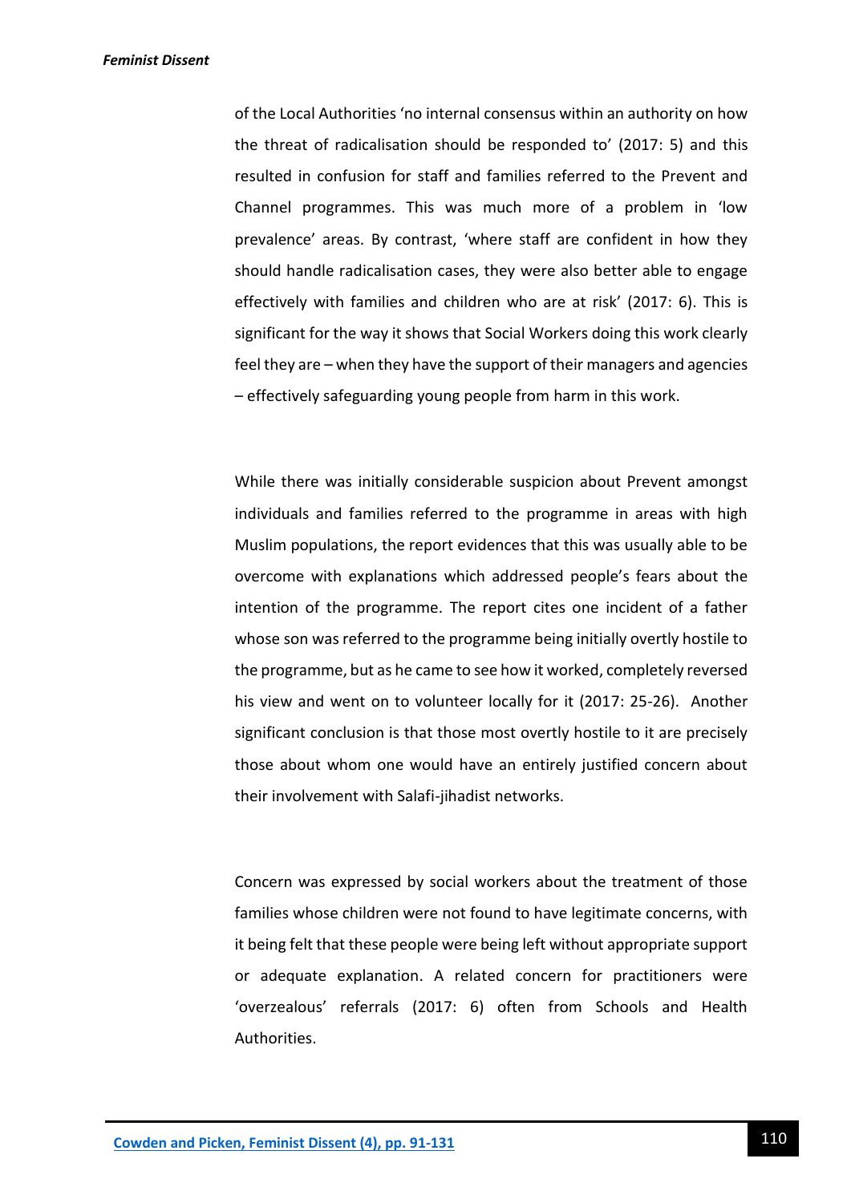of the Local Authorities 'no internal consensus within an authority on how the threat of radicalisation should be responded to' (2017: 5) and this resulted in confusion for staff and families referred to the Prevent and Channel programmes. This was much more of a problem in 'low prevalence' areas. By contrast, 'where staff are confident in how they should handle radicalisation cases, they were also better able to engage effectively with families and children who are at risk' (2017: 6). This is significant for the way it shows that Social Workers doing this work clearly feel they are – when they have the support of their managers and agencies – effectively safeguarding young people from harm in this work.

While there was initially considerable suspicion about Prevent amongst individuals and families referred to the programme in areas with high Muslim populations, the report evidences that this was usually able to be overcome with explanations which addressed people's fears about the intention of the programme. The report cites one incident of a father whose son was referred to the programme being initially overtly hostile to the programme, but as he came to see how it worked, completely reversed his view and went on to volunteer locally for it (2017: 25-26). Another significant conclusion is that those most overtly hostile to it are precisely those about whom one would have an entirely justified concern about their involvement with Salafi-jihadist networks.

Concern was expressed by social workers about the treatment of those families whose children were not found to have legitimate concerns, with it being felt that these people were being left without appropriate support or adequate explanation. A related concern for practitioners were 'overzealous' referrals (2017: 6) often from Schools and Health Authorities.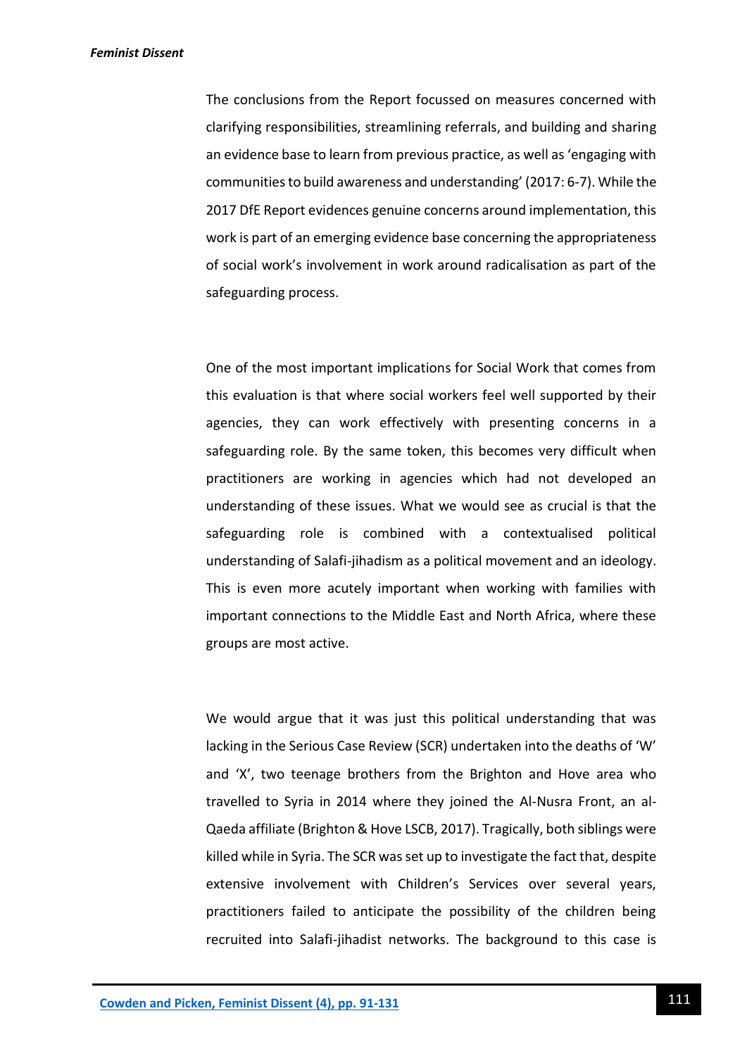The conclusions from the Report focussed on measures concerned with clarifying responsibilities, streamlining referrals, and building and sharing an evidence base to learn from previous practice, as well as 'engaging with communities to build awareness and understanding' (2017: 6-7). While the 2017 DfE Report evidences genuine concerns around implementation, this work is part of an emerging evidence base concerning the appropriateness of social work's involvement in work around radicalisation as part of the safeguarding process.

One of the most important implications for Social Work that comes from this evaluation is that where social workers feel well supported by their agencies, they can work effectively with presenting concerns in a safeguarding role. By the same token, this becomes very difficult when practitioners are working in agencies which had not developed an understanding of these issues. What we would see as crucial is that the safeguarding role is combined with a contextualised political understanding of Salafi-jihadism as a political movement and an ideology. This is even more acutely important when working with families with important connections to the Middle East and North Africa, where these groups are most active.

We would argue that it was just this political understanding that was lacking in the Serious Case Review (SCR) undertaken into the deaths of 'W' and 'X', two teenage brothers from the Brighton and Hove area who travelled to Syria in 2014 where they joined the Al-Nusra Front, an al-Qaeda affiliate (Brighton & Hove LSCB, 2017). Tragically, both siblings were killed while in Syria. The SCR was set up to investigate the fact that, despite extensive involvement with Children's Services over several years, practitioners failed to anticipate the possibility of the children being recruited into Salafi-jihadist networks. The background to this case is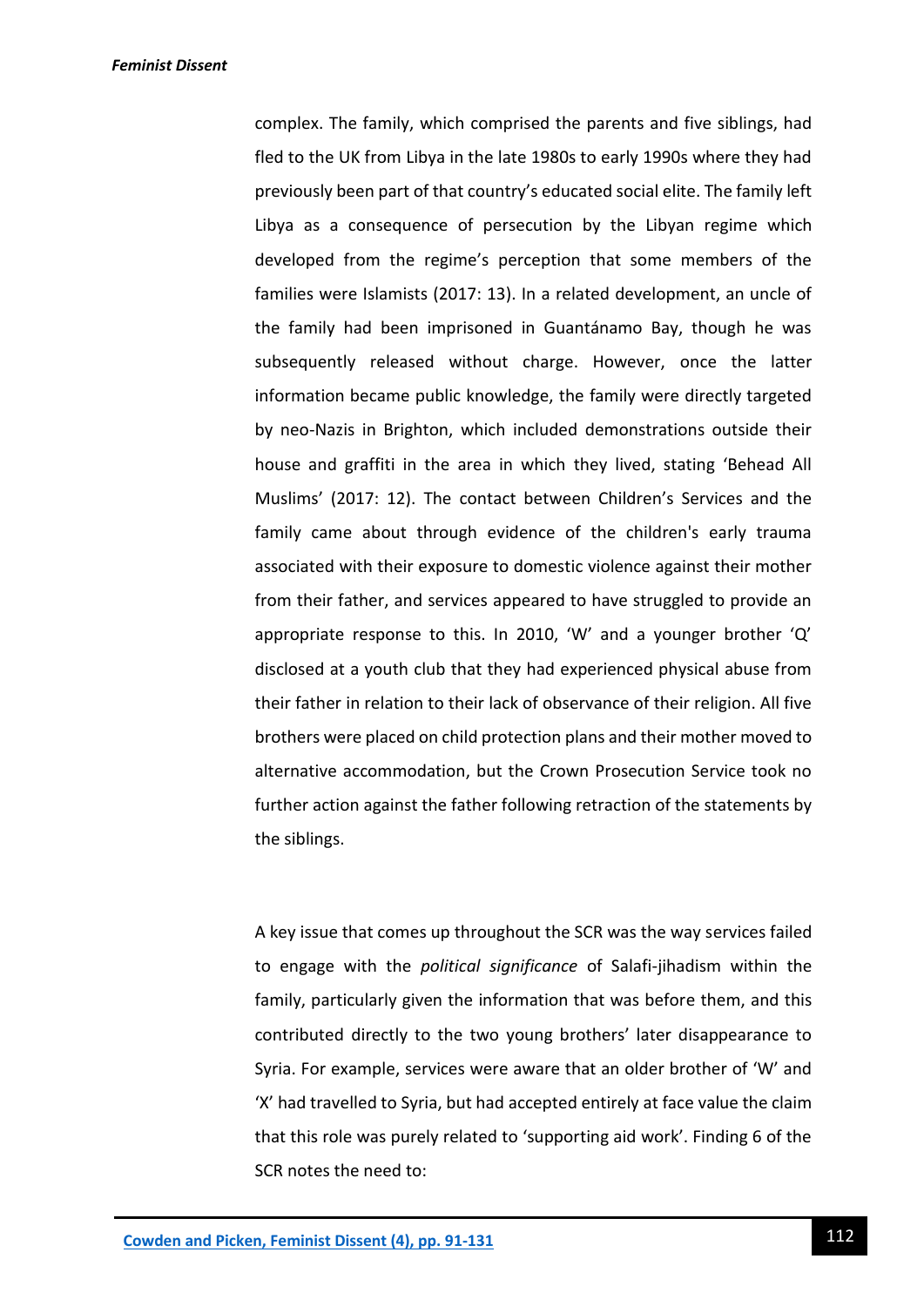complex. The family, which comprised the parents and five siblings, had fled to the UK from Libya in the late 1980s to early 1990s where they had previously been part of that country's educated social elite. The family left Libya as a consequence of persecution by the Libyan regime which developed from the regime's perception that some members of the families were Islamists (2017: 13). In a related development, an uncle of the family had been imprisoned in Guantánamo Bay, though he was subsequently released without charge. However, once the latter information became public knowledge, the family were directly targeted by neo-Nazis in Brighton, which included demonstrations outside their house and graffiti in the area in which they lived, stating 'Behead All Muslims' (2017: 12). The contact between Children's Services and the family came about through evidence of the children's early trauma associated with their exposure to domestic violence against their mother from their father, and services appeared to have struggled to provide an appropriate response to this. In 2010, 'W' and a younger brother 'Q' disclosed at a youth club that they had experienced physical abuse from their father in relation to their lack of observance of their religion. All five brothers were placed on child protection plans and their mother moved to alternative accommodation, but the Crown Prosecution Service took no further action against the father following retraction of the statements by the siblings.

A key issue that comes up throughout the SCR was the way services failed to engage with the *political significance* of Salafi-jihadism within the family, particularly given the information that was before them, and this contributed directly to the two young brothers' later disappearance to Syria. For example, services were aware that an older brother of 'W' and 'X' had travelled to Syria, but had accepted entirely at face value the claim that this role was purely related to 'supporting aid work'. Finding 6 of the SCR notes the need to: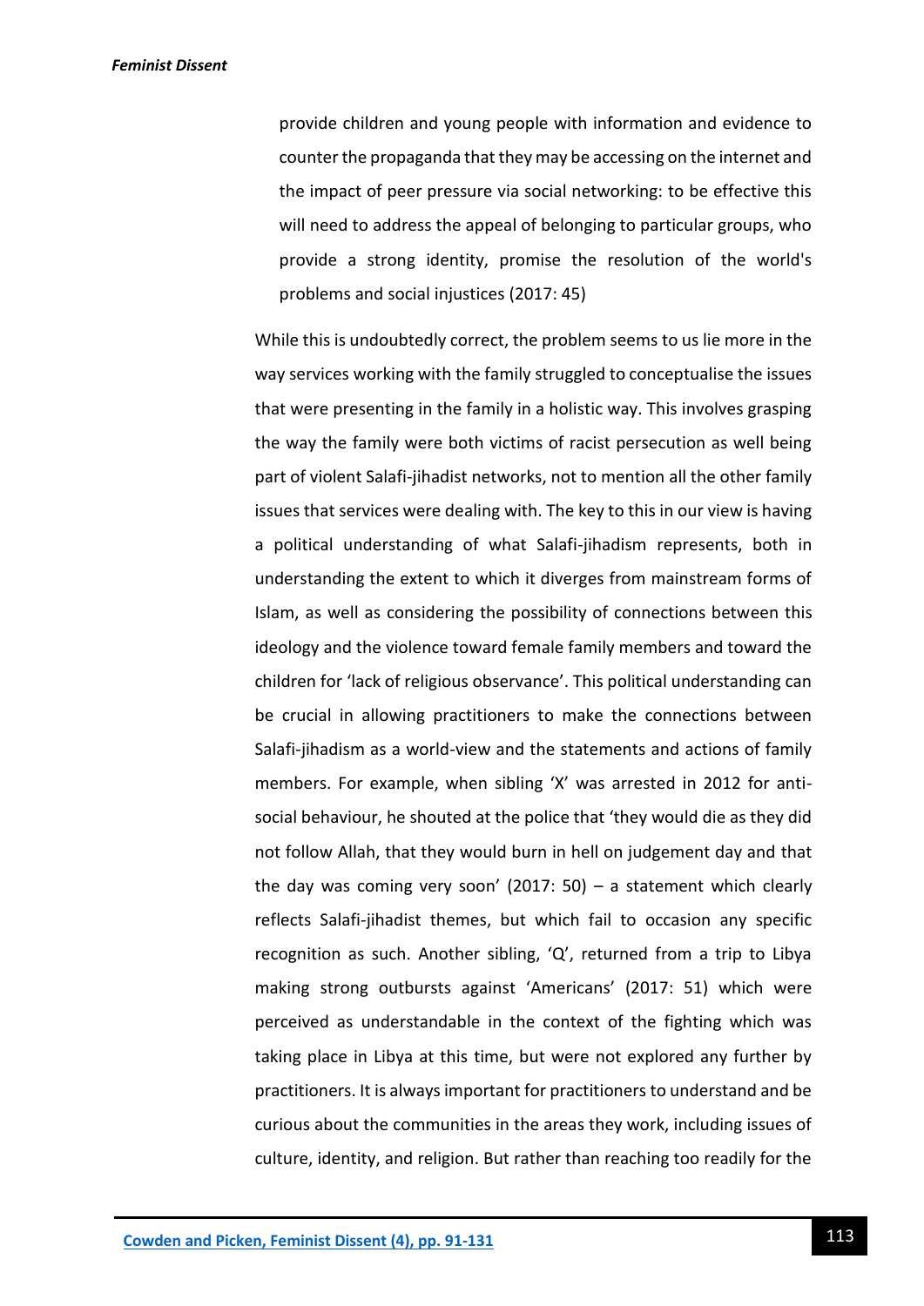> provide children and young people with information and evidence to counter the propaganda that they may be accessing on the internet and the impact of peer pressure via social networking: to be effective this will need to address the appeal of belonging to particular groups, who provide a strong identity, promise the resolution of the world's problems and social injustices (2017: 45)

While this is undoubtedly correct, the problem seems to us lie more in the way services working with the family struggled to conceptualise the issues that were presenting in the family in a holistic way. This involves grasping the way the family were both victims of racist persecution as well being part of violent Salafi-jihadist networks, not to mention all the other family issues that services were dealing with. The key to this in our view is having a political understanding of what Salafi-jihadism represents, both in understanding the extent to which it diverges from mainstream forms of Islam, as well as considering the possibility of connections between this ideology and the violence toward female family members and toward the children for 'lack of religious observance'. This political understanding can be crucial in allowing practitioners to make the connections between Salafi-jihadism as a world-view and the statements and actions of family members. For example, when sibling 'X' was arrested in 2012 for anti-social behaviour, he shouted at the police that 'they would die as they did not follow Allah, that they would burn in hell on judgement day and that the day was coming very soon' (2017: 50) – a statement which clearly reflects Salafi-jihadist themes, but which fail to occasion any specific recognition as such. Another sibling, 'Q', returned from a trip to Libya making strong outbursts against 'Americans' (2017: 51) which were perceived as understandable in the context of the fighting which was taking place in Libya at this time, but were not explored any further by practitioners. It is always important for practitioners to understand and be curious about the communities in the areas they work, including issues of culture, identity, and religion. But rather than reaching too readily for the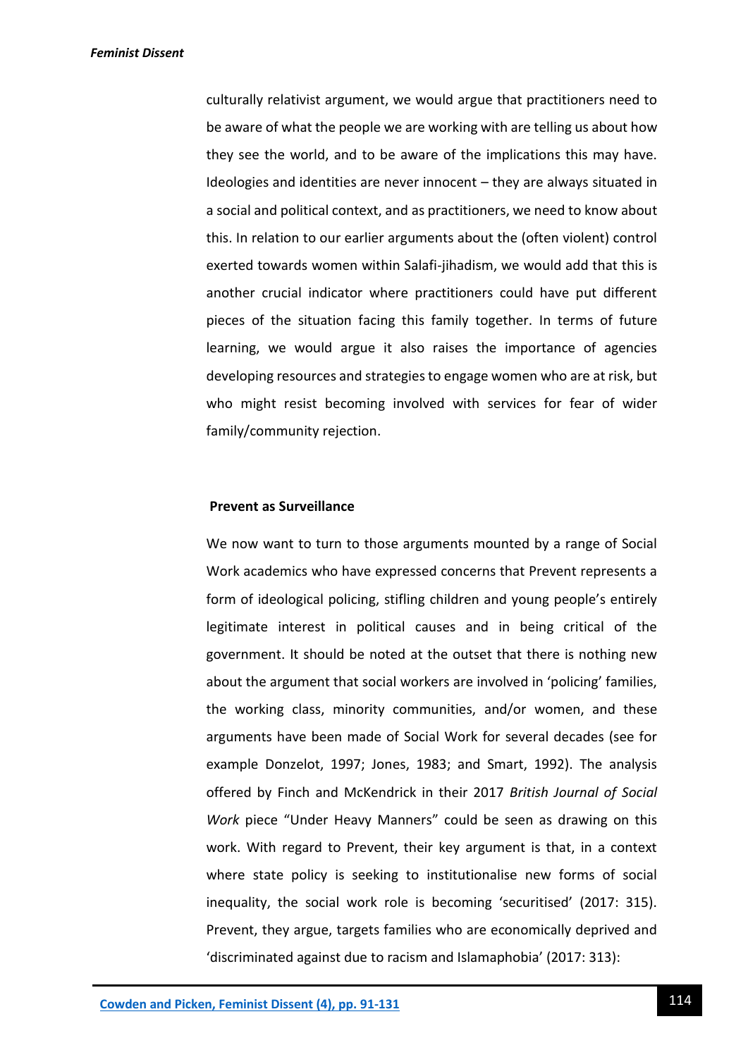culturally relativist argument, we would argue that practitioners need to be aware of what the people we are working with are telling us about how they see the world, and to be aware of the implications this may have. Ideologies and identities are never innocent – they are always situated in a social and political context, and as practitioners, we need to know about this. In relation to our earlier arguments about the (often violent) control exerted towards women within Salafi-jihadism, we would add that this is another crucial indicator where practitioners could have put different pieces of the situation facing this family together. In terms of future learning, we would argue it also raises the importance of agencies developing resources and strategies to engage women who are at risk, but who might resist becoming involved with services for fear of wider family/community rejection.

### Prevent as Surveillance

We now want to turn to those arguments mounted by a range of Social Work academics who have expressed concerns that Prevent represents a form of ideological policing, stifling children and young people's entirely legitimate interest in political causes and in being critical of the government. It should be noted at the outset that there is nothing new about the argument that social workers are involved in 'policing' families, the working class, minority communities, and/or women, and these arguments have been made of Social Work for several decades (see for example Donzelot, 1997; Jones, 1983; and Smart, 1992). The analysis offered by Finch and McKendrick in their 2017 *British Journal of Social Work* piece "Under Heavy Manners" could be seen as drawing on this work. With regard to Prevent, their key argument is that, in a context where state policy is seeking to institutionalise new forms of social inequality, the social work role is becoming 'securitised' (2017: 315). Prevent, they argue, targets families who are economically deprived and 'discriminated against due to racism and Islamaphobia' (2017: 313):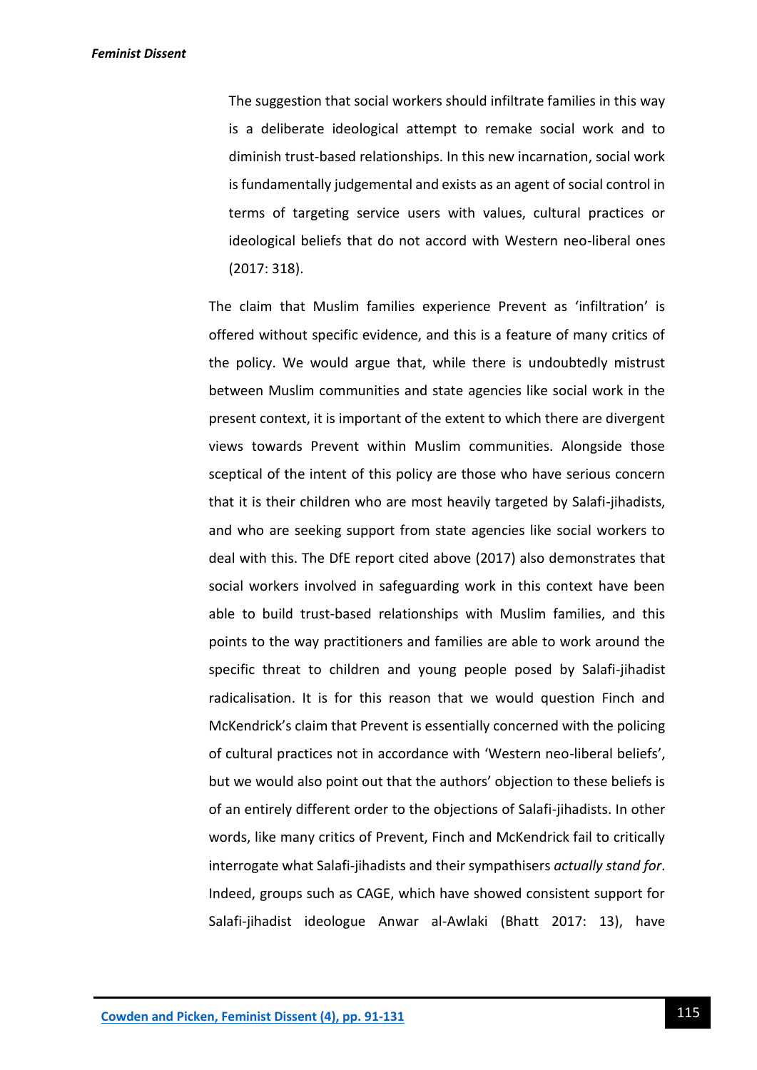> The suggestion that social workers should infiltrate families in this way is a deliberate ideological attempt to remake social work and to diminish trust-based relationships. In this new incarnation, social work is fundamentally judgemental and exists as an agent of social control in terms of targeting service users with values, cultural practices or ideological beliefs that do not accord with Western neo-liberal ones (2017: 318).

The claim that Muslim families experience Prevent as 'infiltration' is offered without specific evidence, and this is a feature of many critics of the policy. We would argue that, while there is undoubtedly mistrust between Muslim communities and state agencies like social work in the present context, it is important of the extent to which there are divergent views towards Prevent within Muslim communities. Alongside those sceptical of the intent of this policy are those who have serious concern that it is their children who are most heavily targeted by Salafi-jihadists, and who are seeking support from state agencies like social workers to deal with this. The DfE report cited above (2017) also demonstrates that social workers involved in safeguarding work in this context have been able to build trust-based relationships with Muslim families, and this points to the way practitioners and families are able to work around the specific threat to children and young people posed by Salafi-jihadist radicalisation. It is for this reason that we would question Finch and McKendrick's claim that Prevent is essentially concerned with the policing of cultural practices not in accordance with 'Western neo-liberal beliefs', but we would also point out that the authors' objection to these beliefs is of an entirely different order to the objections of Salafi-jihadists. In other words, like many critics of Prevent, Finch and McKendrick fail to critically interrogate what Salafi-jihadists and their sympathisers *actually stand for*. Indeed, groups such as CAGE, which have showed consistent support for Salafi-jihadist ideologue Anwar al-Awlaki (Bhatt 2017: 13), have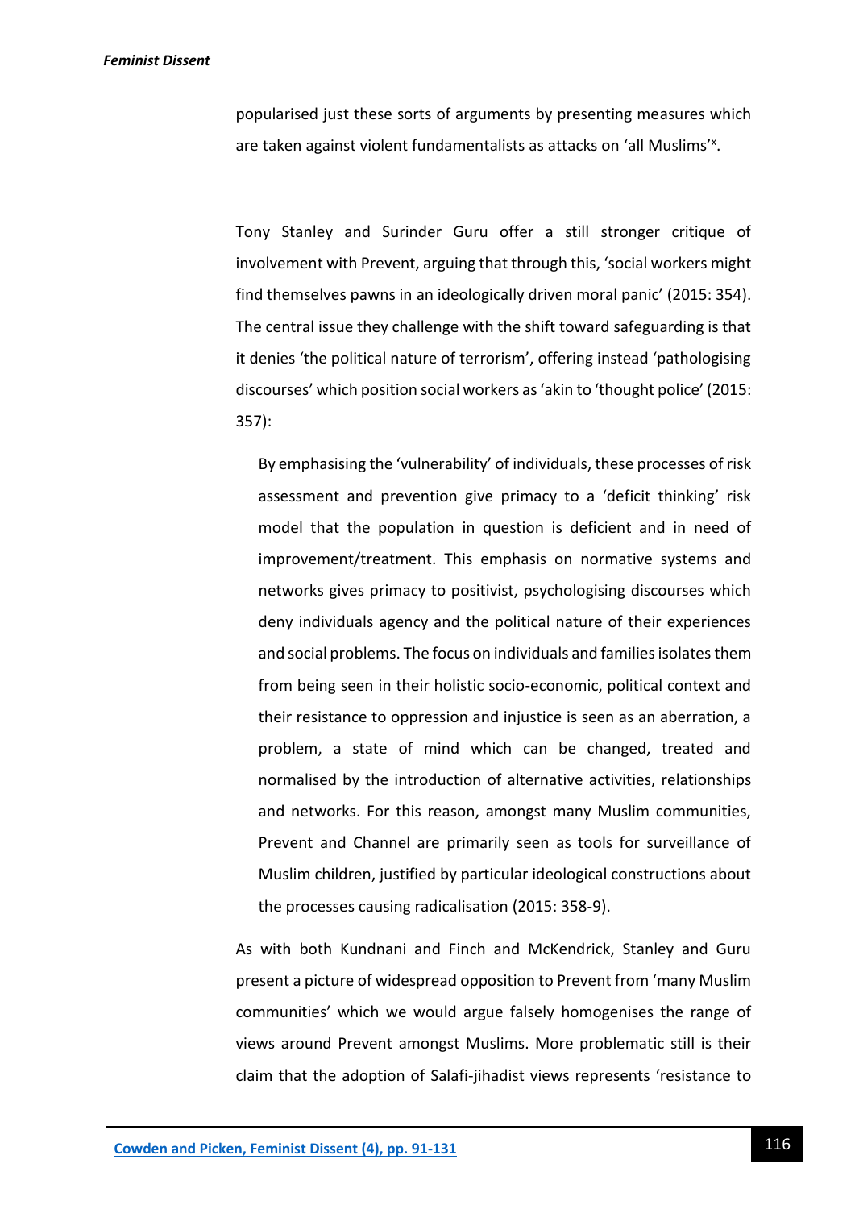popularised just these sorts of arguments by presenting measures which are taken against violent fundamentalists as attacks on 'all Muslims'[x].

Tony Stanley and Surinder Guru offer a still stronger critique of involvement with Prevent, arguing that through this, 'social workers might find themselves pawns in an ideologically driven moral panic' (2015: 354). The central issue they challenge with the shift toward safeguarding is that it denies 'the political nature of terrorism', offering instead 'pathologising discourses' which position social workers as 'akin to 'thought police' (2015: 357):

> By emphasising the 'vulnerability' of individuals, these processes of risk assessment and prevention give primacy to a 'deficit thinking' risk model that the population in question is deficient and in need of improvement/treatment. This emphasis on normative systems and networks gives primacy to positivist, psychologising discourses which deny individuals agency and the political nature of their experiences and social problems. The focus on individuals and families isolates them from being seen in their holistic socio-economic, political context and their resistance to oppression and injustice is seen as an aberration, a problem, a state of mind which can be changed, treated and normalised by the introduction of alternative activities, relationships and networks. For this reason, amongst many Muslim communities, Prevent and Channel are primarily seen as tools for surveillance of Muslim children, justified by particular ideological constructions about the processes causing radicalisation (2015: 358-9).

As with both Kundnani and Finch and McKendrick, Stanley and Guru present a picture of widespread opposition to Prevent from 'many Muslim communities' which we would argue falsely homogenises the range of views around Prevent amongst Muslims. More problematic still is their claim that the adoption of Salafi-jihadist views represents 'resistance to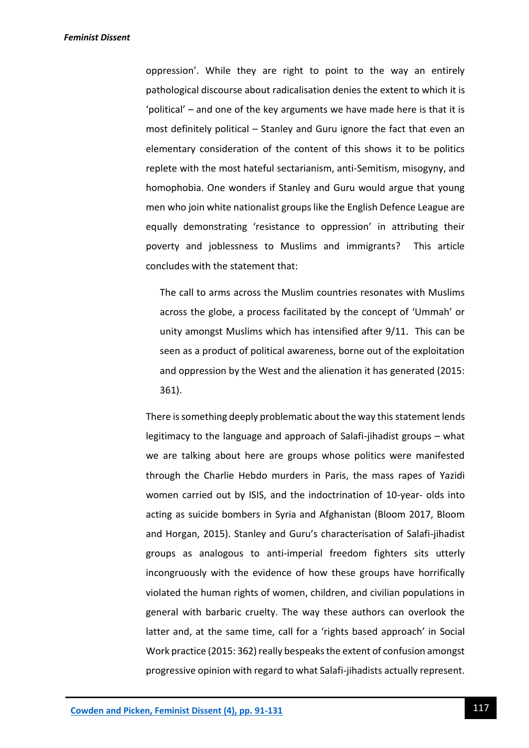oppression'. While they are right to point to the way an entirely pathological discourse about radicalisation denies the extent to which it is 'political' – and one of the key arguments we have made here is that it is most definitely political – Stanley and Guru ignore the fact that even an elementary consideration of the content of this shows it to be politics replete with the most hateful sectarianism, anti-Semitism, misogyny, and homophobia. One wonders if Stanley and Guru would argue that young men who join white nationalist groups like the English Defence League are equally demonstrating 'resistance to oppression' in attributing their poverty and joblessness to Muslims and immigrants? This article concludes with the statement that:

> The call to arms across the Muslim countries resonates with Muslims across the globe, a process facilitated by the concept of 'Ummah' or unity amongst Muslims which has intensified after 9/11. This can be seen as a product of political awareness, borne out of the exploitation and oppression by the West and the alienation it has generated (2015: 361).

There is something deeply problematic about the way this statement lends legitimacy to the language and approach of Salafi-jihadist groups – what we are talking about here are groups whose politics were manifested through the Charlie Hebdo murders in Paris, the mass rapes of Yazidi women carried out by ISIS, and the indoctrination of 10-year- olds into acting as suicide bombers in Syria and Afghanistan (Bloom 2017, Bloom and Horgan, 2015). Stanley and Guru's characterisation of Salafi-jihadist groups as analogous to anti-imperial freedom fighters sits utterly incongruously with the evidence of how these groups have horrifically violated the human rights of women, children, and civilian populations in general with barbaric cruelty. The way these authors can overlook the latter and, at the same time, call for a 'rights based approach' in Social Work practice (2015: 362) really bespeaks the extent of confusion amongst progressive opinion with regard to what Salafi-jihadists actually represent.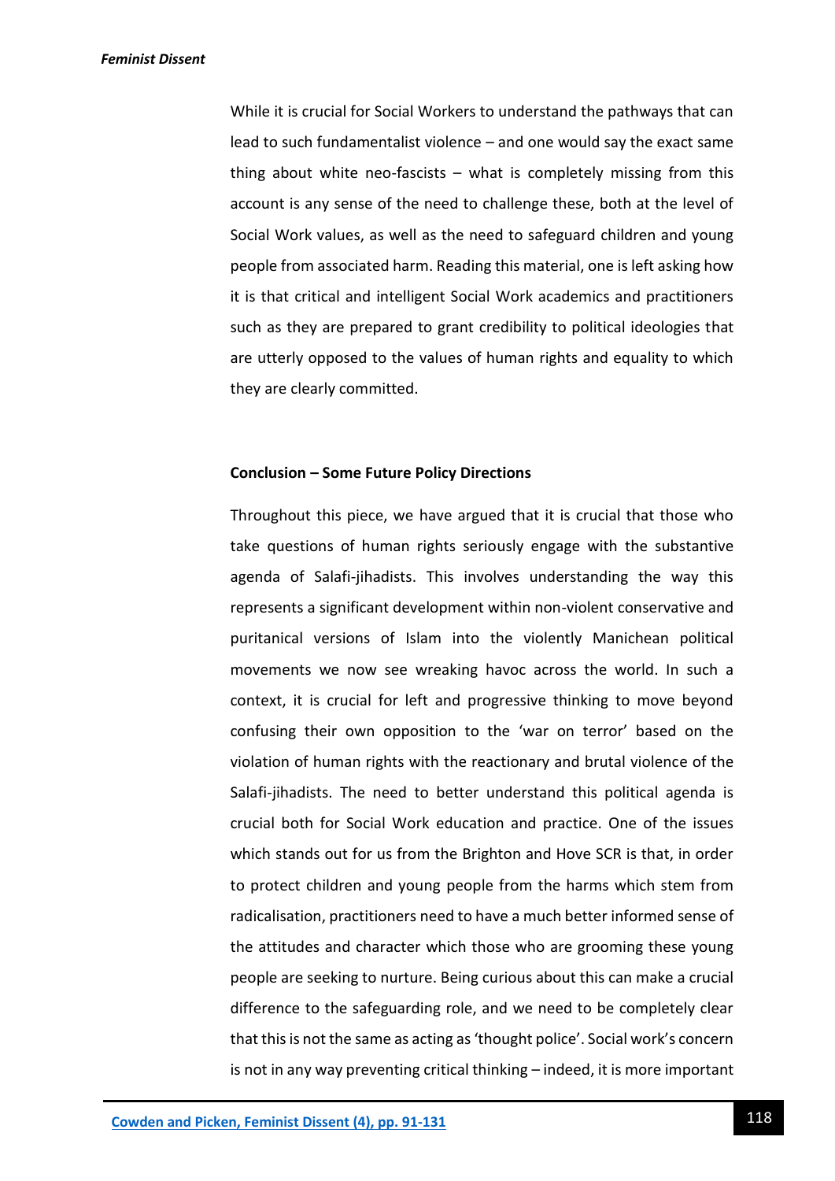While it is crucial for Social Workers to understand the pathways that can lead to such fundamentalist violence – and one would say the exact same thing about white neo-fascists – what is completely missing from this account is any sense of the need to challenge these, both at the level of Social Work values, as well as the need to safeguard children and young people from associated harm. Reading this material, one is left asking how it is that critical and intelligent Social Work academics and practitioners such as they are prepared to grant credibility to political ideologies that are utterly opposed to the values of human rights and equality to which they are clearly committed.

**Conclusion – Some Future Policy Directions**

Throughout this piece, we have argued that it is crucial that those who take questions of human rights seriously engage with the substantive agenda of Salafi-jihadists. This involves understanding the way this represents a significant development within non-violent conservative and puritanical versions of Islam into the violently Manichean political movements we now see wreaking havoc across the world. In such a context, it is crucial for left and progressive thinking to move beyond confusing their own opposition to the 'war on terror' based on the violation of human rights with the reactionary and brutal violence of the Salafi-jihadists. The need to better understand this political agenda is crucial both for Social Work education and practice. One of the issues which stands out for us from the Brighton and Hove SCR is that, in order to protect children and young people from the harms which stem from radicalisation, practitioners need to have a much better informed sense of the attitudes and character which those who are grooming these young people are seeking to nurture. Being curious about this can make a crucial difference to the safeguarding role, and we need to be completely clear that this is not the same as acting as 'thought police'. Social work's concern is not in any way preventing critical thinking – indeed, it is more important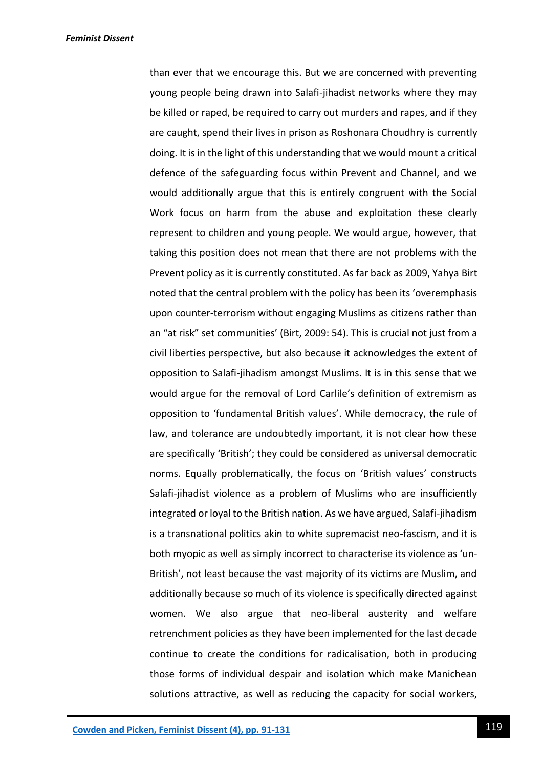than ever that we encourage this. But we are concerned with preventing young people being drawn into Salafi-jihadist networks where they may be killed or raped, be required to carry out murders and rapes, and if they are caught, spend their lives in prison as Roshonara Choudhry is currently doing. It is in the light of this understanding that we would mount a critical defence of the safeguarding focus within Prevent and Channel, and we would additionally argue that this is entirely congruent with the Social Work focus on harm from the abuse and exploitation these clearly represent to children and young people. We would argue, however, that taking this position does not mean that there are not problems with the Prevent policy as it is currently constituted. As far back as 2009, Yahya Birt noted that the central problem with the policy has been its 'overemphasis upon counter-terrorism without engaging Muslims as citizens rather than an "at risk" set communities' (Birt, 2009: 54). This is crucial not just from a civil liberties perspective, but also because it acknowledges the extent of opposition to Salafi-jihadism amongst Muslims. It is in this sense that we would argue for the removal of Lord Carlile's definition of extremism as opposition to 'fundamental British values'. While democracy, the rule of law, and tolerance are undoubtedly important, it is not clear how these are specifically 'British'; they could be considered as universal democratic norms. Equally problematically, the focus on 'British values' constructs Salafi-jihadist violence as a problem of Muslims who are insufficiently integrated or loyal to the British nation. As we have argued, Salafi-jihadism is a transnational politics akin to white supremacist neo-fascism, and it is both myopic as well as simply incorrect to characterise its violence as 'un-British', not least because the vast majority of its victims are Muslim, and additionally because so much of its violence is specifically directed against women. We also argue that neo-liberal austerity and welfare retrenchment policies as they have been implemented for the last decade continue to create the conditions for radicalisation, both in producing those forms of individual despair and isolation which make Manichean solutions attractive, as well as reducing the capacity for social workers,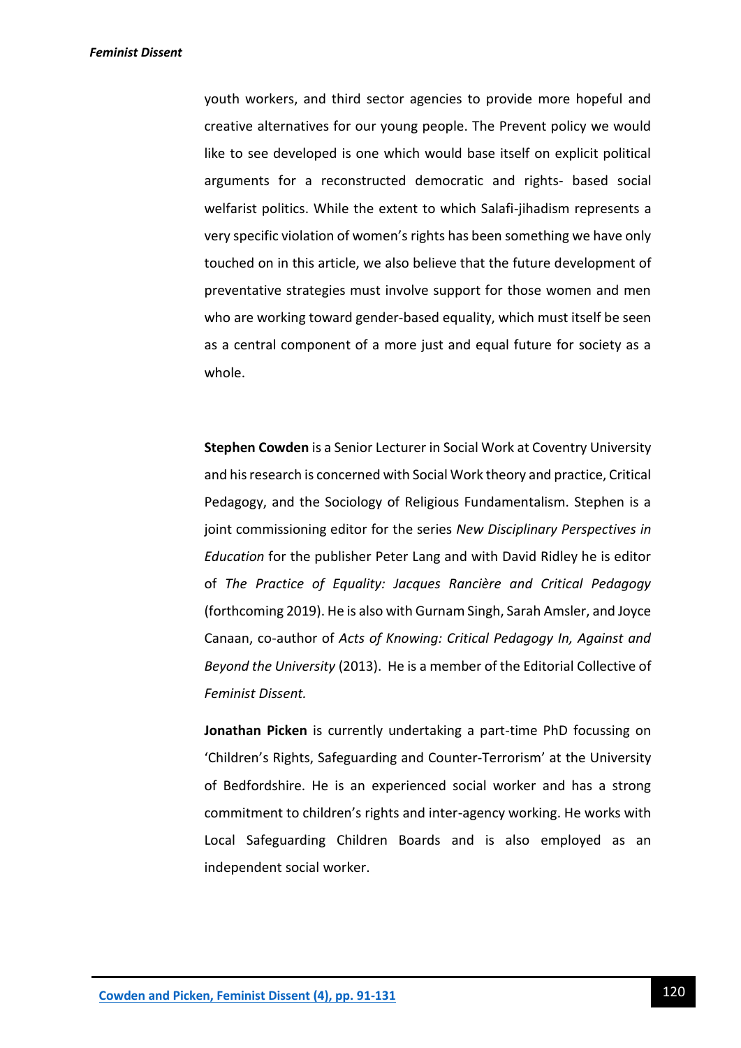youth workers, and third sector agencies to provide more hopeful and creative alternatives for our young people. The Prevent policy we would like to see developed is one which would base itself on explicit political arguments for a reconstructed democratic and rights- based social welfarist politics. While the extent to which Salafi-jihadism represents a very specific violation of women's rights has been something we have only touched on in this article, we also believe that the future development of preventative strategies must involve support for those women and men who are working toward gender-based equality, which must itself be seen as a central component of a more just and equal future for society as a whole.

**Stephen Cowden** is a Senior Lecturer in Social Work at Coventry University and his research is concerned with Social Work theory and practice, Critical Pedagogy, and the Sociology of Religious Fundamentalism. Stephen is a joint commissioning editor for the series *New Disciplinary Perspectives in Education* for the publisher Peter Lang and with David Ridley he is editor of *The Practice of Equality: Jacques Rancière and Critical Pedagogy* (forthcoming 2019). He is also with Gurnam Singh, Sarah Amsler, and Joyce Canaan, co-author of *Acts of Knowing: Critical Pedagogy In, Against and Beyond the University* (2013). He is a member of the Editorial Collective of *Feminist Dissent.*

**Jonathan Picken** is currently undertaking a part-time PhD focussing on 'Children's Rights, Safeguarding and Counter-Terrorism' at the University of Bedfordshire. He is an experienced social worker and has a strong commitment to children's rights and inter-agency working. He works with Local Safeguarding Children Boards and is also employed as an independent social worker.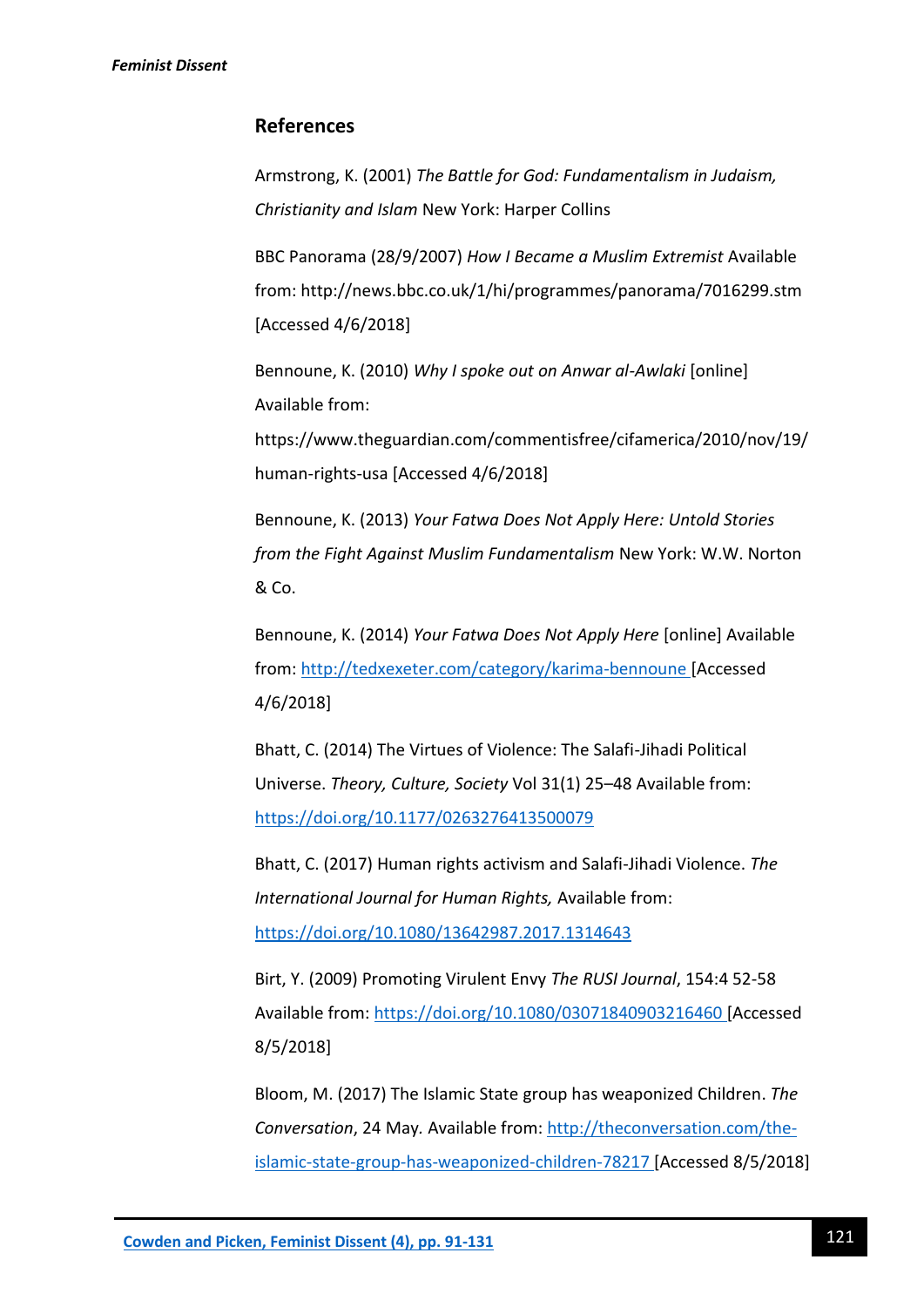## References

Armstrong, K. (2001) *The Battle for God: Fundamentalism in Judaism, Christianity and Islam* New York: Harper Collins

BBC Panorama (28/9/2007) *How I Became a Muslim Extremist* Available from: http://news.bbc.co.uk/1/hi/programmes/panorama/7016299.stm [Accessed 4/6/2018]

Bennoune, K. (2010) *Why I spoke out on Anwar al-Awlaki* [online] Available from: https://www.theguardian.com/commentisfree/cifamerica/2010/nov/19/human-rights-usa [Accessed 4/6/2018]

Bennoune, K. (2013) *Your Fatwa Does Not Apply Here: Untold Stories from the Fight Against Muslim Fundamentalism* New York: W.W. Norton & Co.

Bennoune, K. (2014) *Your Fatwa Does Not Apply Here* [online] Available from: http://tedxexeter.com/category/karima-bennoune [Accessed 4/6/2018]

Bhatt, C. (2014) The Virtues of Violence: The Salafi-Jihadi Political Universe. *Theory, Culture, Society* Vol 31(1) 25–48 Available from: https://doi.org/10.1177/0263276413500079

Bhatt, C. (2017) Human rights activism and Salafi-Jihadi Violence. *The International Journal for Human Rights,* Available from: https://doi.org/10.1080/13642987.2017.1314643

Birt, Y. (2009) Promoting Virulent Envy *The RUSI Journal*, 154:4 52-58 Available from: https://doi.org/10.1080/03071840903216460 [Accessed 8/5/2018]

Bloom, M. (2017) The Islamic State group has weaponized Children. *The Conversation*, 24 May. Available from: http://theconversation.com/the-islamic-state-group-has-weaponized-children-78217 [Accessed 8/5/2018]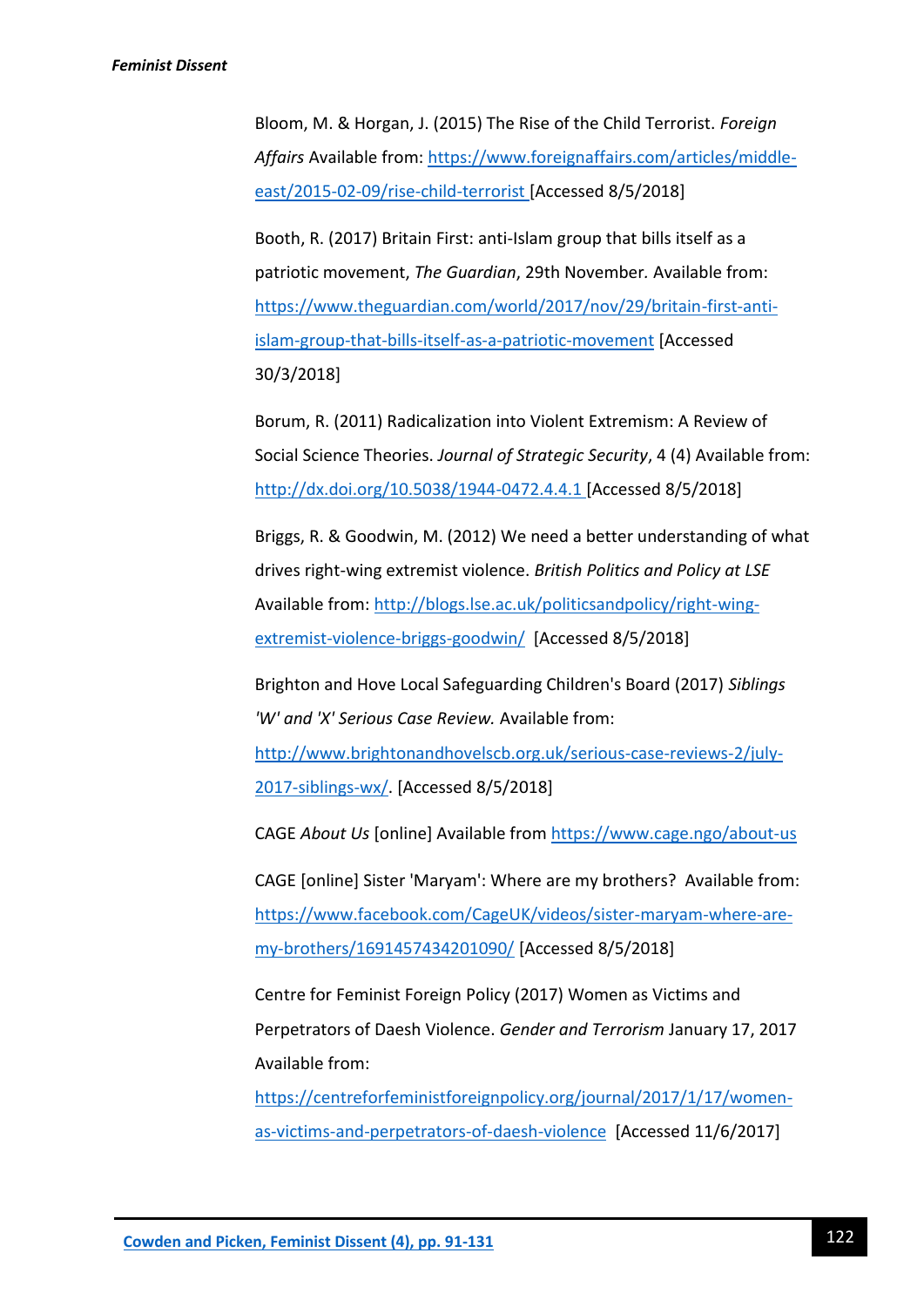Bloom, M. & Horgan, J. (2015) The Rise of the Child Terrorist. *Foreign Affairs* Available from: https://www.foreignaffairs.com/articles/middle-east/2015-02-09/rise-child-terrorist [Accessed 8/5/2018]

Booth, R. (2017) Britain First: anti-Islam group that bills itself as a patriotic movement, *The Guardian*, 29th November. Available from: https://www.theguardian.com/world/2017/nov/29/britain-first-anti-islam-group-that-bills-itself-as-a-patriotic-movement [Accessed 30/3/2018]

Borum, R. (2011) Radicalization into Violent Extremism: A Review of Social Science Theories. *Journal of Strategic Security*, 4 (4) Available from: http://dx.doi.org/10.5038/1944-0472.4.4.1 [Accessed 8/5/2018]

Briggs, R. & Goodwin, M. (2012) We need a better understanding of what drives right-wing extremist violence. *British Politics and Policy at LSE* Available from: http://blogs.lse.ac.uk/politicsandpolicy/right-wing-extremist-violence-briggs-goodwin/ [Accessed 8/5/2018]

Brighton and Hove Local Safeguarding Children's Board (2017) *Siblings 'W' and 'X' Serious Case Review.* Available from: http://www.brightonandhovelscb.org.uk/serious-case-reviews-2/july-2017-siblings-wx/. [Accessed 8/5/2018]

CAGE *About Us* [online] Available from https://www.cage.ngo/about-us

CAGE [online] Sister 'Maryam': Where are my brothers? Available from: https://www.facebook.com/CageUK/videos/sister-maryam-where-are-my-brothers/1691457434201090/ [Accessed 8/5/2018]

Centre for Feminist Foreign Policy (2017) Women as Victims and Perpetrators of Daesh Violence. *Gender and Terrorism* January 17, 2017 Available from: https://centreforfeministforeignpolicy.org/journal/2017/1/17/women-as-victims-and-perpetrators-of-daesh-violence [Accessed 11/6/2017]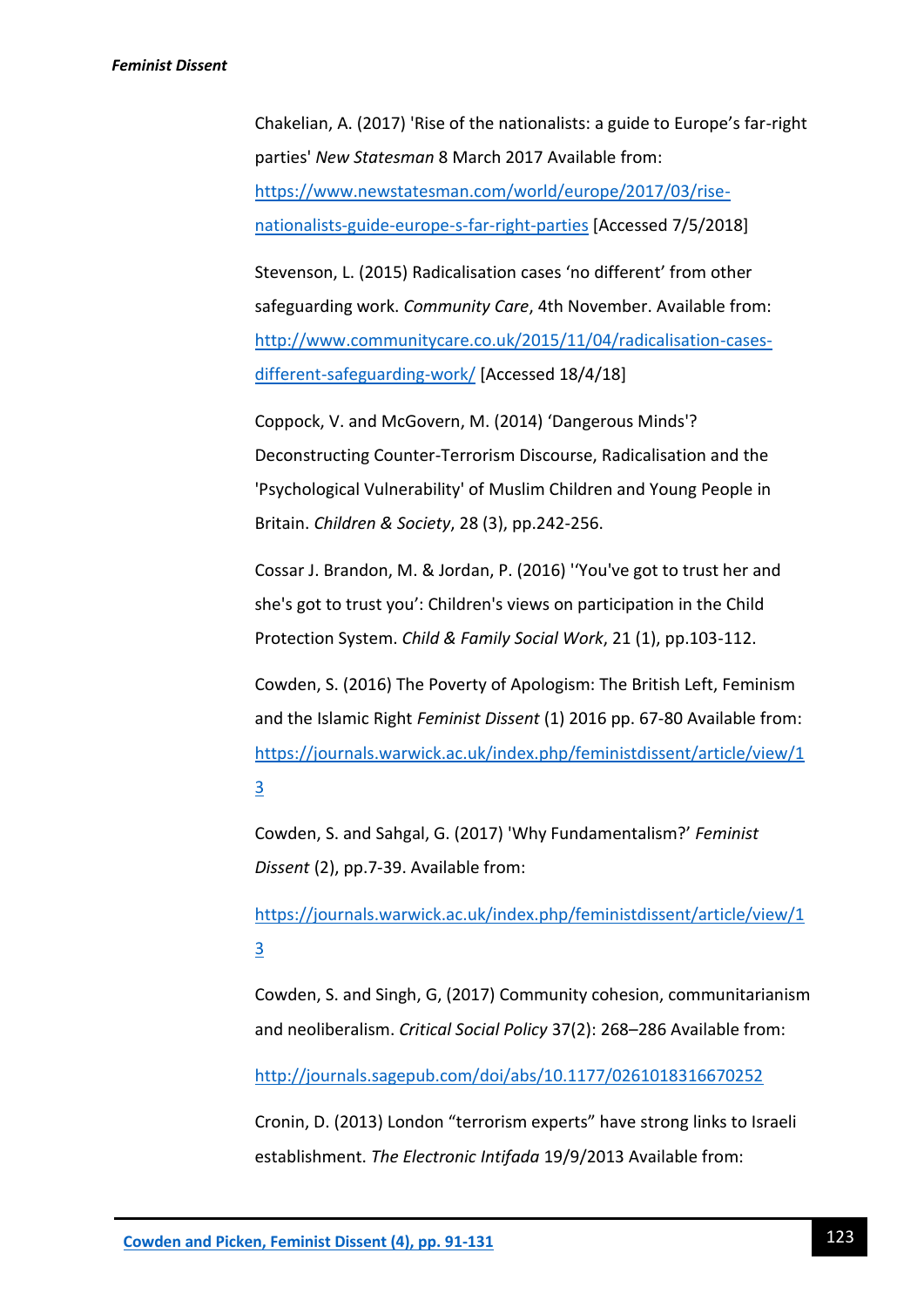Chakelian, A. (2017) 'Rise of the nationalists: a guide to Europe's far-right parties' *New Statesman* 8 March 2017 Available from: https://www.newstatesman.com/world/europe/2017/03/rise-nationalists-guide-europe-s-far-right-parties [Accessed 7/5/2018]

Stevenson, L. (2015) Radicalisation cases 'no different' from other safeguarding work. *Community Care*, 4th November. Available from: http://www.communitycare.co.uk/2015/11/04/radicalisation-cases-different-safeguarding-work/ [Accessed 18/4/18]

Coppock, V. and McGovern, M. (2014) 'Dangerous Minds'? Deconstructing Counter-Terrorism Discourse, Radicalisation and the 'Psychological Vulnerability' of Muslim Children and Young People in Britain. *Children & Society*, 28 (3), pp.242-256.

Cossar J. Brandon, M. & Jordan, P. (2016) ''You've got to trust her and she's got to trust you': Children's views on participation in the Child Protection System. *Child & Family Social Work*, 21 (1), pp.103-112.

Cowden, S. (2016) The Poverty of Apologism: The British Left, Feminism and the Islamic Right *Feminist Dissent* (1) 2016 pp. 67-80 Available from: https://journals.warwick.ac.uk/index.php/feministdissent/article/view/13

Cowden, S. and Sahgal, G. (2017) 'Why Fundamentalism?' *Feminist Dissent* (2), pp.7-39. Available from:

https://journals.warwick.ac.uk/index.php/feministdissent/article/view/13

Cowden, S. and Singh, G, (2017) Community cohesion, communitarianism and neoliberalism. *Critical Social Policy* 37(2): 268–286 Available from:

http://journals.sagepub.com/doi/abs/10.1177/0261018316670252

Cronin, D. (2013) London "terrorism experts" have strong links to Israeli establishment. *The Electronic Intifada* 19/9/2013 Available from: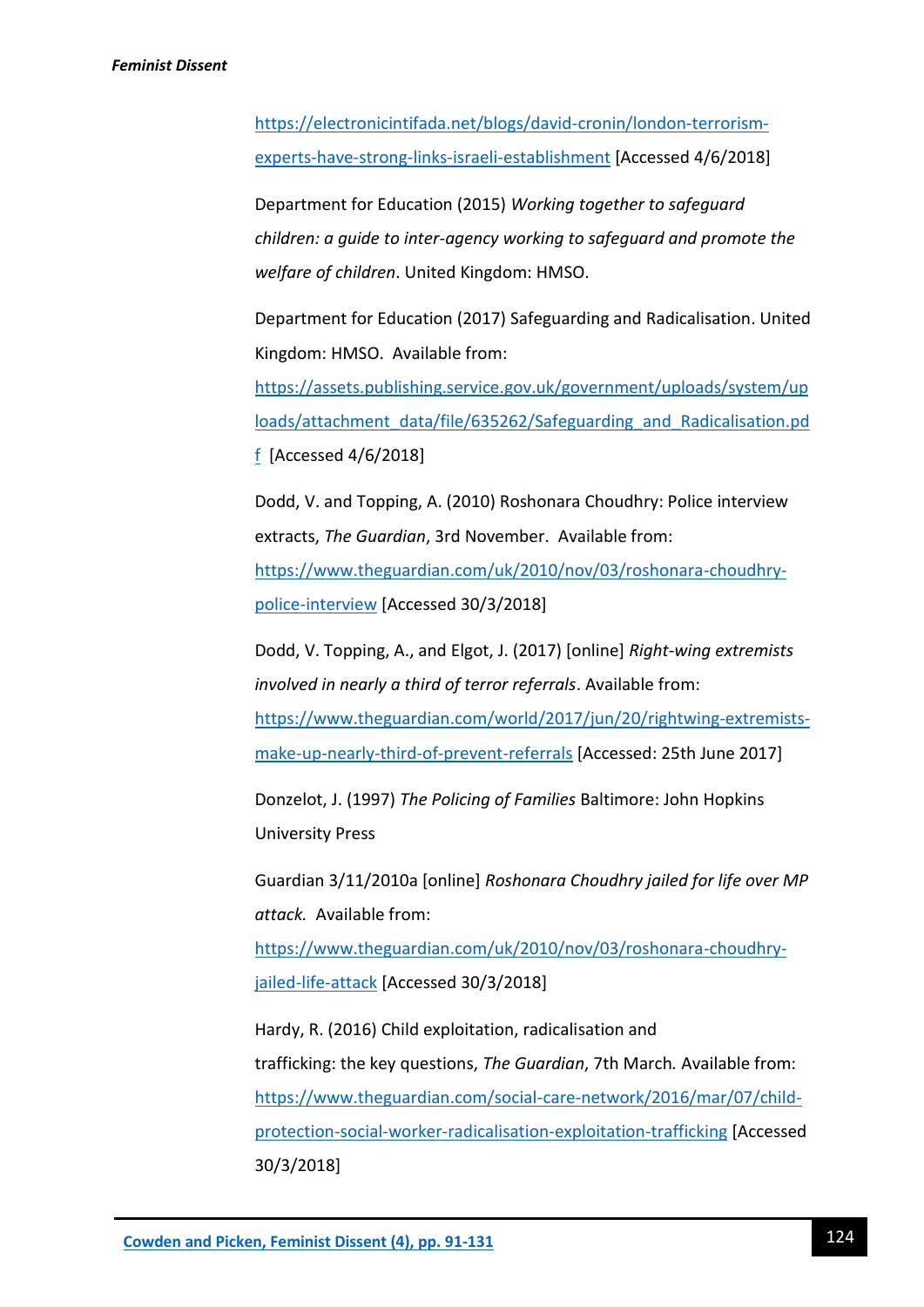https://electronicintifada.net/blogs/david-cronin/london-terrorism-experts-have-strong-links-israeli-establishment [Accessed 4/6/2018]

Department for Education (2015) *Working together to safeguard children: a guide to inter-agency working to safeguard and promote the welfare of children*. United Kingdom: HMSO.

Department for Education (2017) Safeguarding and Radicalisation. United Kingdom: HMSO. Available from: https://assets.publishing.service.gov.uk/government/uploads/system/uploads/attachment_data/file/635262/Safeguarding_and_Radicalisation.pdf [Accessed 4/6/2018]

Dodd, V. and Topping, A. (2010) Roshonara Choudhry: Police interview extracts, *The Guardian*, 3rd November. Available from: https://www.theguardian.com/uk/2010/nov/03/roshonara-choudhry-police-interview [Accessed 30/3/2018]

Dodd, V. Topping, A., and Elgot, J. (2017) [online] *Right-wing extremists involved in nearly a third of terror referrals*. Available from: https://www.theguardian.com/world/2017/jun/20/rightwing-extremists-make-up-nearly-third-of-prevent-referrals [Accessed: 25th June 2017]

Donzelot, J. (1997) *The Policing of Families* Baltimore: John Hopkins University Press

Guardian 3/11/2010a [online] *Roshonara Choudhry jailed for life over MP attack.* Available from: https://www.theguardian.com/uk/2010/nov/03/roshonara-choudhry-jailed-life-attack [Accessed 30/3/2018]

Hardy, R. (2016) Child exploitation, radicalisation and trafficking: the key questions, *The Guardian*, 7th March. Available from: https://www.theguardian.com/social-care-network/2016/mar/07/child-protection-social-worker-radicalisation-exploitation-trafficking [Accessed 30/3/2018]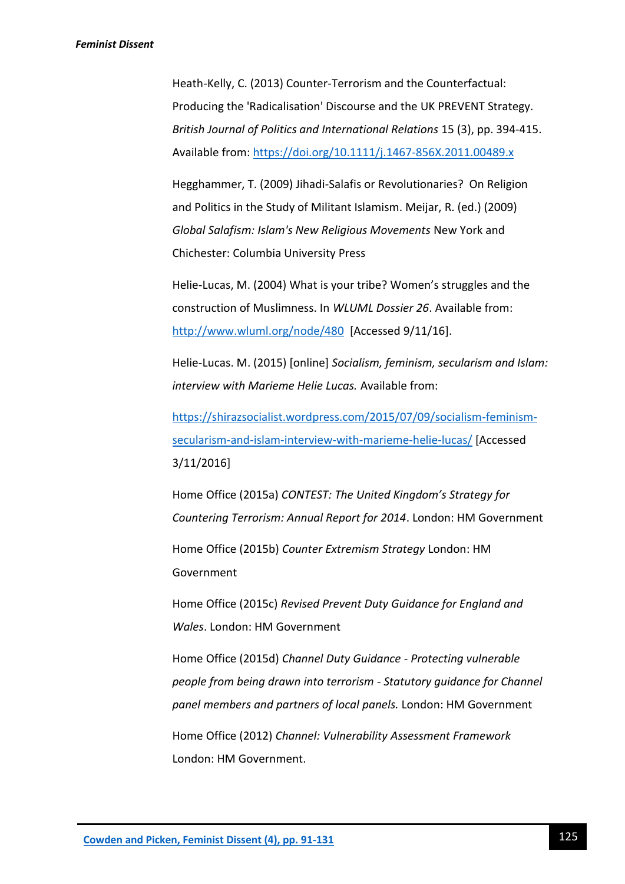Heath-Kelly, C. (2013) Counter-Terrorism and the Counterfactual: Producing the 'Radicalisation' Discourse and the UK PREVENT Strategy. *British Journal of Politics and International Relations* 15 (3), pp. 394-415. Available from: https://doi.org/10.1111/j.1467-856X.2011.00489.x

Hegghammer, T. (2009) Jihadi-Salafis or Revolutionaries? On Religion and Politics in the Study of Militant Islamism. Meijar, R. (ed.) (2009) *Global Salafism: Islam's New Religious Movements* New York and Chichester: Columbia University Press

Helie-Lucas, M. (2004) What is your tribe? Women's struggles and the construction of Muslimness. In *WLUML Dossier 26*. Available from: http://www.wluml.org/node/480 [Accessed 9/11/16].

Helie-Lucas. M. (2015) [online] *Socialism, feminism, secularism and Islam: interview with Marieme Helie Lucas.* Available from:

https://shirazsocialist.wordpress.com/2015/07/09/socialism-feminism-secularism-and-islam-interview-with-marieme-helie-lucas/ [Accessed 3/11/2016]

Home Office (2015a) *CONTEST: The United Kingdom's Strategy for Countering Terrorism: Annual Report for 2014*. London: HM Government

Home Office (2015b) *Counter Extremism Strategy* London: HM Government

Home Office (2015c) *Revised Prevent Duty Guidance for England and Wales*. London: HM Government

Home Office (2015d) *Channel Duty Guidance - Protecting vulnerable people from being drawn into terrorism - Statutory guidance for Channel panel members and partners of local panels.* London: HM Government

Home Office (2012) *Channel: Vulnerability Assessment Framework* London: HM Government.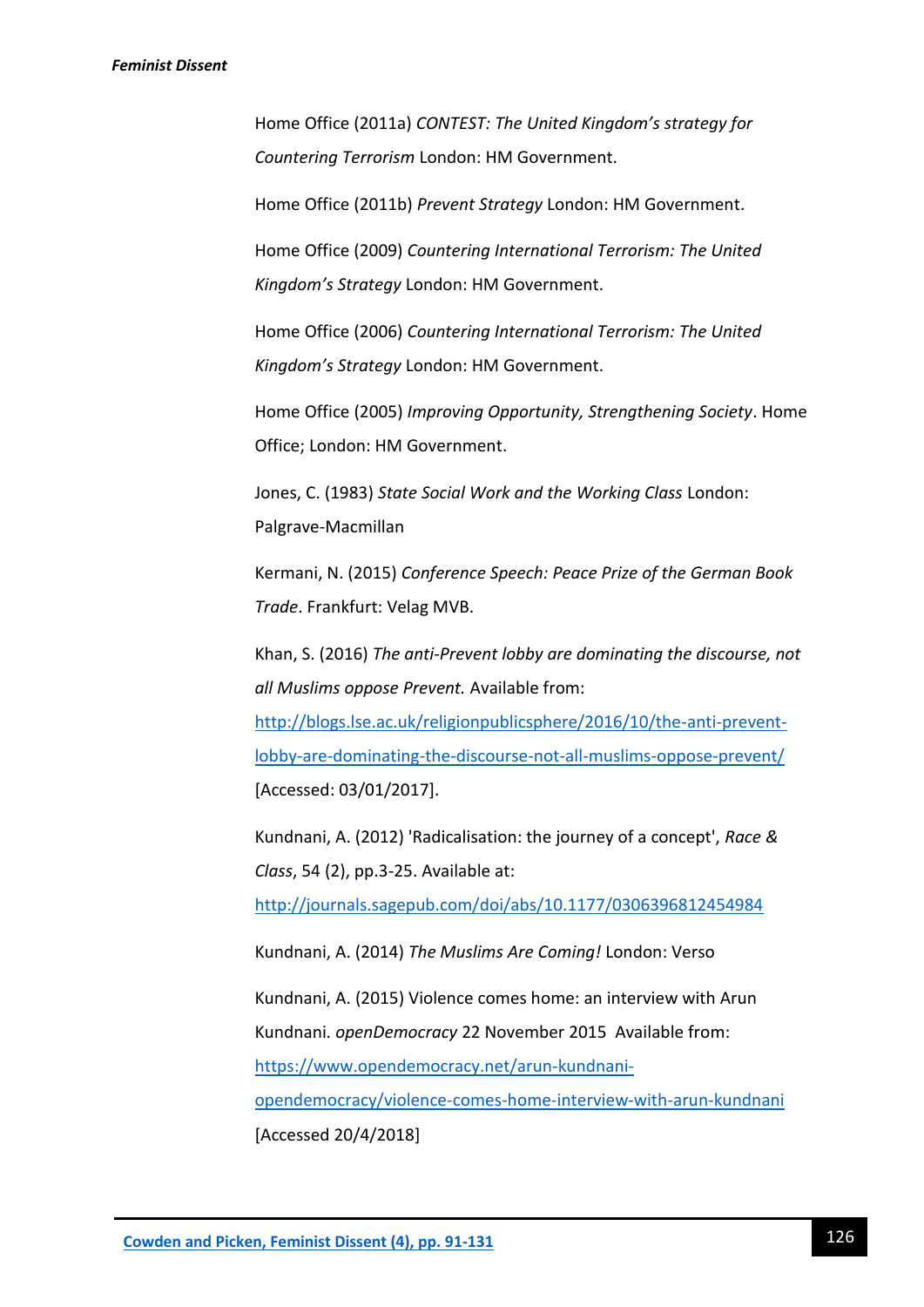Home Office (2011a) *CONTEST: The United Kingdom's strategy for Countering Terrorism* London: HM Government.

Home Office (2011b) *Prevent Strategy* London: HM Government.

Home Office (2009) *Countering International Terrorism: The United Kingdom's Strategy* London: HM Government.

Home Office (2006) *Countering International Terrorism: The United Kingdom's Strategy* London: HM Government.

Home Office (2005) *Improving Opportunity, Strengthening Society*. Home Office; London: HM Government.

Jones, C. (1983) *State Social Work and the Working Class* London: Palgrave-Macmillan

Kermani, N. (2015) *Conference Speech: Peace Prize of the German Book Trade*. Frankfurt: Velag MVB.

Khan, S. (2016) *The anti-Prevent lobby are dominating the discourse, not all Muslims oppose Prevent.* Available from: http://blogs.lse.ac.uk/religionpublicsphere/2016/10/the-anti-prevent-lobby-are-dominating-the-discourse-not-all-muslims-oppose-prevent/ [Accessed: 03/01/2017].

Kundnani, A. (2012) 'Radicalisation: the journey of a concept', *Race & Class*, 54 (2), pp.3-25. Available at: http://journals.sagepub.com/doi/abs/10.1177/0306396812454984

Kundnani, A. (2014) *The Muslims Are Coming!* London: Verso

Kundnani, A. (2015) Violence comes home: an interview with Arun Kundnani. *openDemocracy* 22 November 2015 Available from: https://www.opendemocracy.net/arun-kundnani-opendemocracy/violence-comes-home-interview-with-arun-kundnani [Accessed 20/4/2018]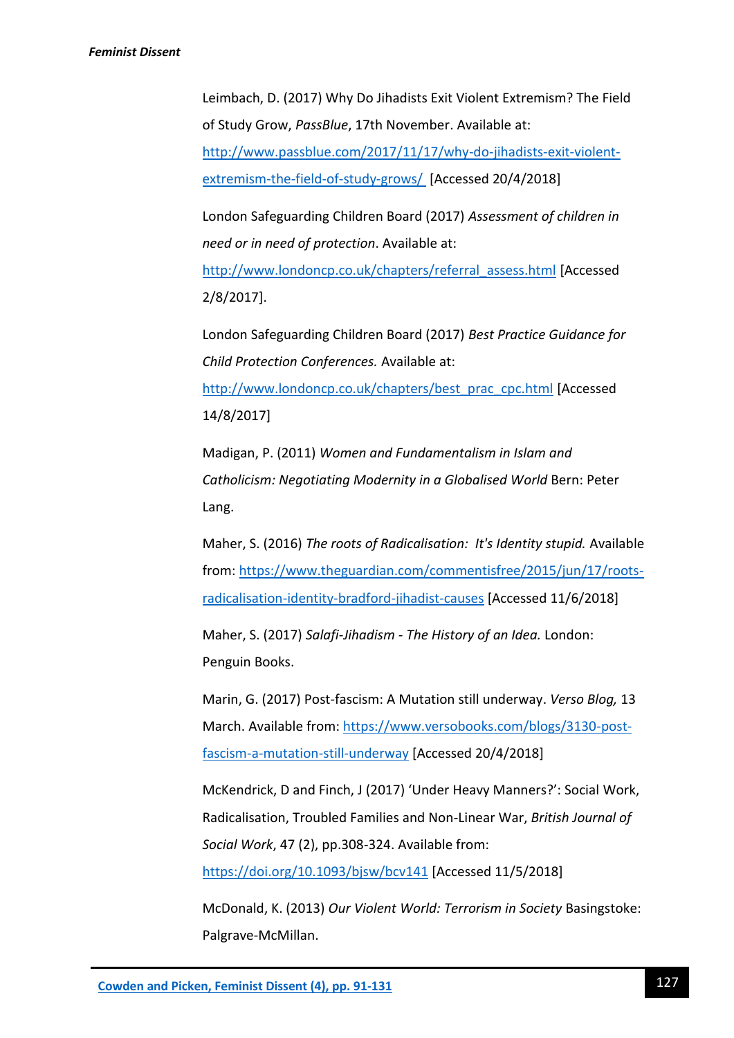Leimbach, D. (2017) Why Do Jihadists Exit Violent Extremism? The Field of Study Grow, *PassBlue*, 17th November. Available at: http://www.passblue.com/2017/11/17/why-do-jihadists-exit-violent-extremism-the-field-of-study-grows/ [Accessed 20/4/2018]

London Safeguarding Children Board (2017) *Assessment of children in need or in need of protection*. Available at: http://www.londoncp.co.uk/chapters/referral_assess.html [Accessed 2/8/2017].

London Safeguarding Children Board (2017) *Best Practice Guidance for Child Protection Conferences.* Available at: http://www.londoncp.co.uk/chapters/best_prac_cpc.html [Accessed 14/8/2017]

Madigan, P. (2011) *Women and Fundamentalism in Islam and Catholicism: Negotiating Modernity in a Globalised World* Bern: Peter Lang.

Maher, S. (2016) *The roots of Radicalisation: It's Identity stupid.* Available from: https://www.theguardian.com/commentisfree/2015/jun/17/roots-radicalisation-identity-bradford-jihadist-causes [Accessed 11/6/2018]

Maher, S. (2017) *Salafi-Jihadism - The History of an Idea.* London: Penguin Books.

Marin, G. (2017) Post-fascism: A Mutation still underway. *Verso Blog,* 13 March. Available from: https://www.versobooks.com/blogs/3130-post-fascism-a-mutation-still-underway [Accessed 20/4/2018]

McKendrick, D and Finch, J (2017) 'Under Heavy Manners?': Social Work, Radicalisation, Troubled Families and Non-Linear War, *British Journal of Social Work*, 47 (2), pp.308-324. Available from: https://doi.org/10.1093/bjsw/bcv141 [Accessed 11/5/2018]

McDonald, K. (2013) *Our Violent World: Terrorism in Society* Basingstoke: Palgrave-McMillan.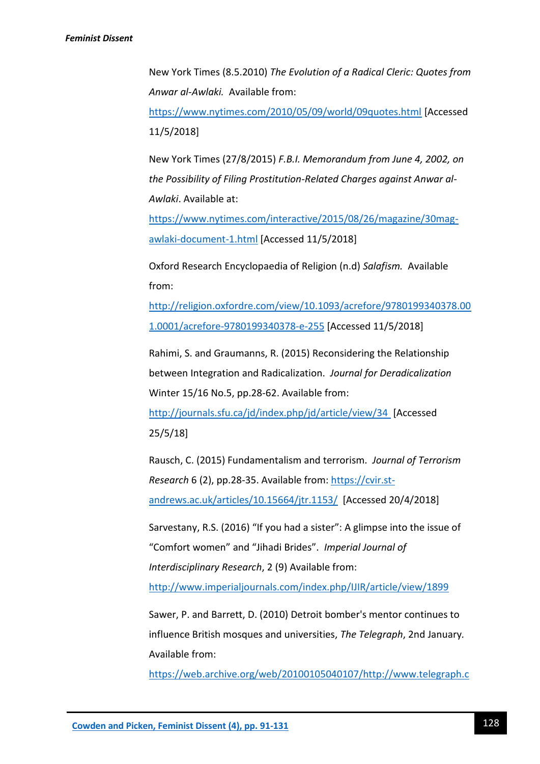New York Times (8.5.2010) *The Evolution of a Radical Cleric: Quotes from Anwar al-Awlaki.* Available from: https://www.nytimes.com/2010/05/09/world/09quotes.html [Accessed 11/5/2018]

New York Times (27/8/2015) *F.B.I. Memorandum from June 4, 2002, on the Possibility of Filing Prostitution-Related Charges against Anwar al-Awlaki*. Available at: https://www.nytimes.com/interactive/2015/08/26/magazine/30mag-awlaki-document-1.html [Accessed 11/5/2018]

Oxford Research Encyclopaedia of Religion (n.d) *Salafism.* Available from: http://religion.oxfordre.com/view/10.1093/acrefore/9780199340378.001.0001/acrefore-9780199340378-e-255 [Accessed 11/5/2018]

Rahimi, S. and Graumanns, R. (2015) Reconsidering the Relationship between Integration and Radicalization. *Journal for Deradicalization* Winter 15/16 No.5, pp.28-62. Available from: http://journals.sfu.ca/jd/index.php/jd/article/view/34 [Accessed 25/5/18]

Rausch, C. (2015) Fundamentalism and terrorism. *Journal of Terrorism Research* 6 (2), pp.28-35. Available from: https://cvir.st-andrews.ac.uk/articles/10.15664/jtr.1153/ [Accessed 20/4/2018]

Sarvestany, R.S. (2016) "If you had a sister": A glimpse into the issue of "Comfort women" and "Jihadi Brides". *Imperial Journal of Interdisciplinary Research*, 2 (9) Available from: http://www.imperialjournals.com/index.php/IJIR/article/view/1899

Sawer, P. and Barrett, D. (2010) Detroit bomber's mentor continues to influence British mosques and universities, *The Telegraph*, 2nd January. Available from: https://web.archive.org/web/20100105040107/http://www.telegraph.c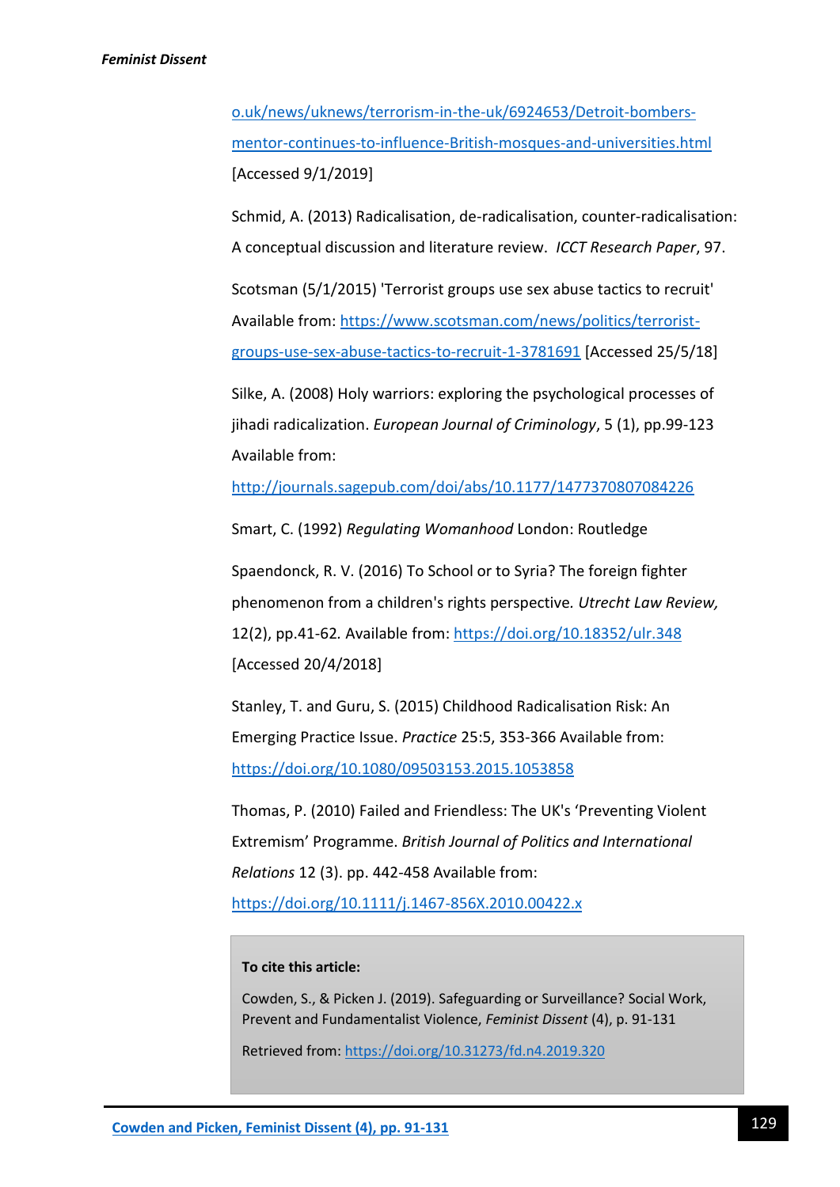o.uk/news/uknews/terrorism-in-the-uk/6924653/Detroit-bombers-mentor-continues-to-influence-British-mosques-and-universities.html [Accessed 9/1/2019]

Schmid, A. (2013) Radicalisation, de-radicalisation, counter-radicalisation: A conceptual discussion and literature review. *ICCT Research Paper*, 97.

Scotsman (5/1/2015) 'Terrorist groups use sex abuse tactics to recruit' Available from: https://www.scotsman.com/news/politics/terrorist-groups-use-sex-abuse-tactics-to-recruit-1-3781691 [Accessed 25/5/18]

Silke, A. (2008) Holy warriors: exploring the psychological processes of jihadi radicalization. *European Journal of Criminology*, 5 (1), pp.99-123 Available from: http://journals.sagepub.com/doi/abs/10.1177/1477370807084226

Smart, C. (1992) *Regulating Womanhood* London: Routledge

Spaendonck, R. V. (2016) To School or to Syria? The foreign fighter phenomenon from a children's rights perspective. *Utrecht Law Review,* 12(2), pp.41-62. Available from: https://doi.org/10.18352/ulr.348 [Accessed 20/4/2018]

Stanley, T. and Guru, S. (2015) Childhood Radicalisation Risk: An Emerging Practice Issue. *Practice* 25:5, 353-366 Available from: https://doi.org/10.1080/09503153.2015.1053858

Thomas, P. (2010) Failed and Friendless: The UK's 'Preventing Violent Extremism' Programme. *British Journal of Politics and International Relations* 12 (3). pp. 442-458 Available from: https://doi.org/10.1111/j.1467-856X.2010.00422.x

**To cite this article:**

Cowden, S., & Picken J. (2019). Safeguarding or Surveillance? Social Work, Prevent and Fundamentalist Violence, *Feminist Dissent* (4), p. 91-131

Retrieved from: https://doi.org/10.31273/fd.n4.2019.320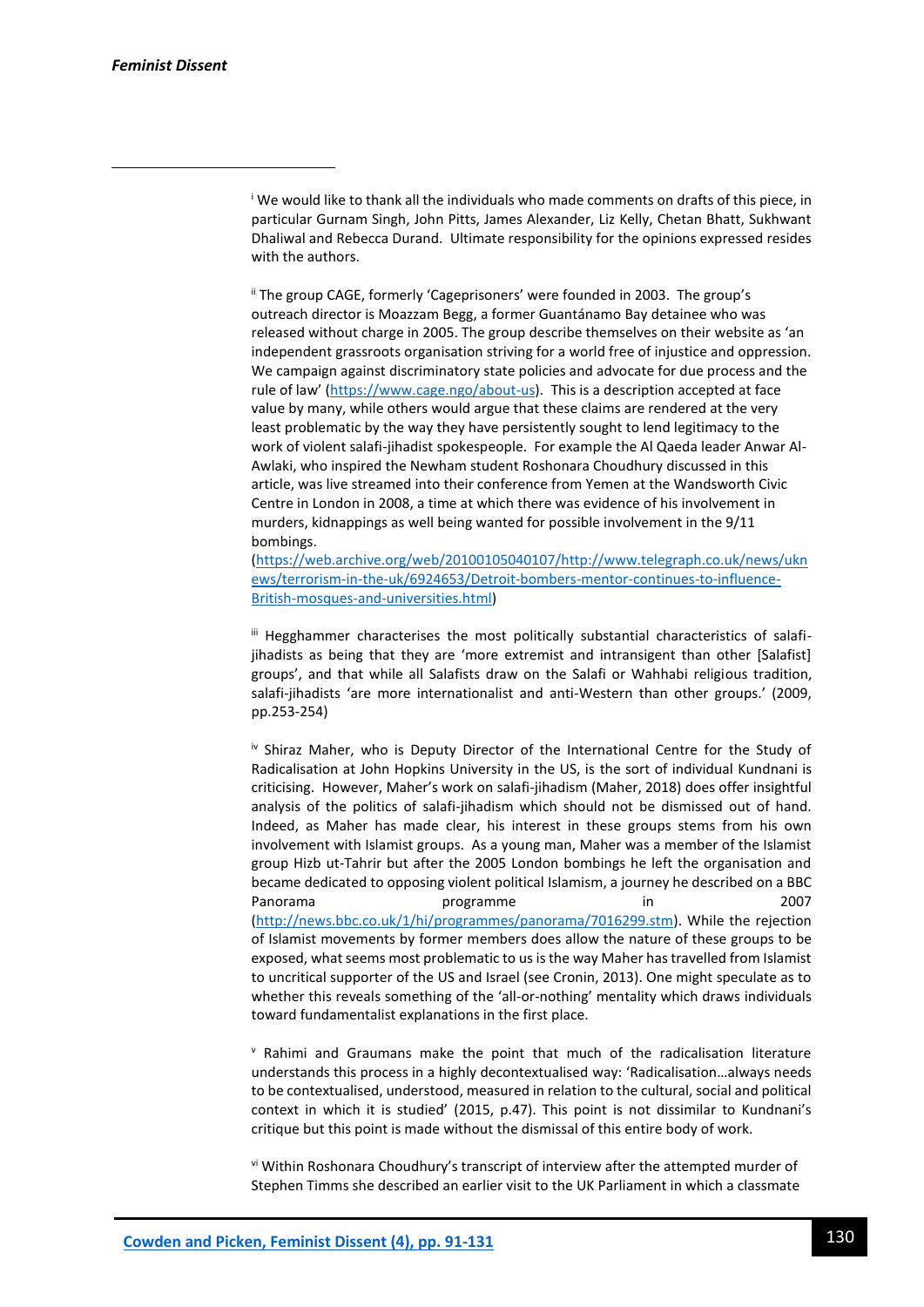[i] We would like to thank all the individuals who made comments on drafts of this piece, in particular Gurnam Singh, John Pitts, James Alexander, Liz Kelly, Chetan Bhatt, Sukhwant Dhaliwal and Rebecca Durand. Ultimate responsibility for the opinions expressed resides with the authors.

[ii] The group CAGE, formerly 'Cageprisoners' were founded in 2003. The group's outreach director is Moazzam Begg, a former Guantánamo Bay detainee who was released without charge in 2005. The group describe themselves on their website as 'an independent grassroots organisation striving for a world free of injustice and oppression. We campaign against discriminatory state policies and advocate for due process and the rule of law' (https://www.cage.ngo/about-us). This is a description accepted at face value by many, while others would argue that these claims are rendered at the very least problematic by the way they have persistently sought to lend legitimacy to the work of violent salafi-jihadist spokespeople. For example the Al Qaeda leader Anwar Al-Awlaki, who inspired the Newham student Roshonara Choudhury discussed in this article, was live streamed into their conference from Yemen at the Wandsworth Civic Centre in London in 2008, a time at which there was evidence of his involvement in murders, kidnappings as well being wanted for possible involvement in the 9/11 bombings. (https://web.archive.org/web/20100105040107/http://www.telegraph.co.uk/news/uknews/terrorism-in-the-uk/6924653/Detroit-bombers-mentor-continues-to-influence-British-mosques-and-universities.html)

[iii] Hegghammer characterises the most politically substantial characteristics of salafi-jihadists as being that they are 'more extremist and intransigent than other [Salafist] groups', and that while all Salafists draw on the Salafi or Wahhabi religious tradition, salafi-jihadists 'are more internationalist and anti-Western than other groups.' (2009, pp.253-254)

[iv] Shiraz Maher, who is Deputy Director of the International Centre for the Study of Radicalisation at John Hopkins University in the US, is the sort of individual Kundnani is criticising. However, Maher's work on salafi-jihadism (Maher, 2018) does offer insightful analysis of the politics of salafi-jihadism which should not be dismissed out of hand. Indeed, as Maher has made clear, his interest in these groups stems from his own involvement with Islamist groups. As a young man, Maher was a member of the Islamist group Hizb ut-Tahrir but after the 2005 London bombings he left the organisation and became dedicated to opposing violent political Islamism, a journey he described on a BBC Panorama programme in 2007 (http://news.bbc.co.uk/1/hi/programmes/panorama/7016299.stm). While the rejection of Islamist movements by former members does allow the nature of these groups to be exposed, what seems most problematic to us is the way Maher has travelled from Islamist to uncritical supporter of the US and Israel (see Cronin, 2013). One might speculate as to whether this reveals something of the 'all-or-nothing' mentality which draws individuals toward fundamentalist explanations in the first place.

[v] Rahimi and Graumans make the point that much of the radicalisation literature understands this process in a highly decontextualised way: 'Radicalisation…always needs to be contextualised, understood, measured in relation to the cultural, social and political context in which it is studied' (2015, p.47). This point is not dissimilar to Kundnani's critique but this point is made without the dismissal of this entire body of work.

[vi] Within Roshonara Choudhury's transcript of interview after the attempted murder of Stephen Timms she described an earlier visit to the UK Parliament in which a classmate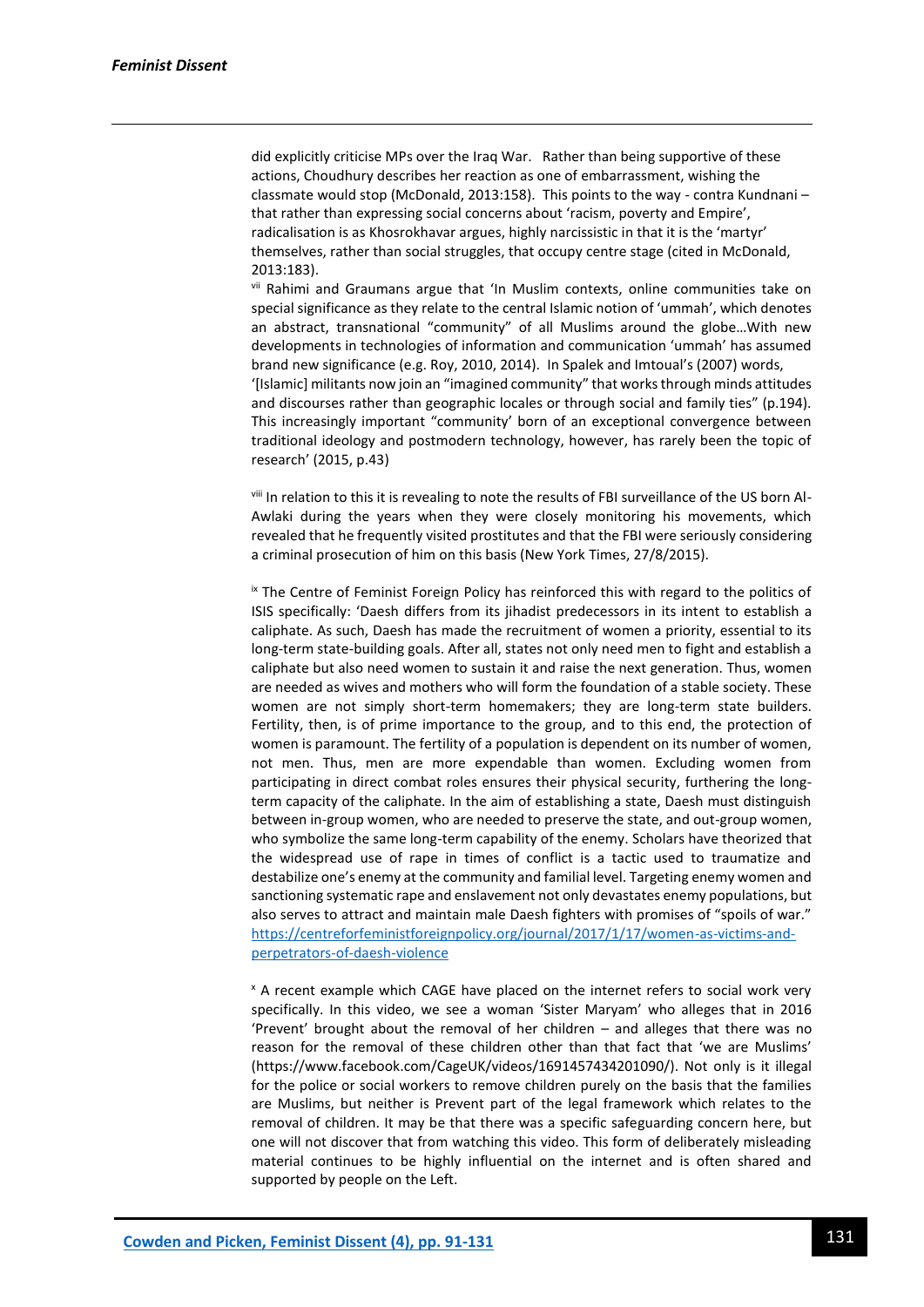did explicitly criticise MPs over the Iraq War. Rather than being supportive of these actions, Choudhury describes her reaction as one of embarrassment, wishing the classmate would stop (McDonald, 2013:158). This points to the way - contra Kundnani – that rather than expressing social concerns about 'racism, poverty and Empire', radicalisation is as Khosrokhavar argues, highly narcissistic in that it is the 'martyr' themselves, rather than social struggles, that occupy centre stage (cited in McDonald, 2013:183).

[vii] Rahimi and Graumans argue that 'In Muslim contexts, online communities take on special significance as they relate to the central Islamic notion of 'ummah', which denotes an abstract, transnational "community" of all Muslims around the globe…With new developments in technologies of information and communication 'ummah' has assumed brand new significance (e.g. Roy, 2010, 2014). In Spalek and Imtoual's (2007) words, '[Islamic] militants now join an "imagined community" that works through minds attitudes and discourses rather than geographic locales or through social and family ties" (p.194). This increasingly important "community' born of an exceptional convergence between traditional ideology and postmodern technology, however, has rarely been the topic of research' (2015, p.43)

[viii] In relation to this it is revealing to note the results of FBI surveillance of the US born Al-Awlaki during the years when they were closely monitoring his movements, which revealed that he frequently visited prostitutes and that the FBI were seriously considering a criminal prosecution of him on this basis (New York Times, 27/8/2015).

[ix] The Centre of Feminist Foreign Policy has reinforced this with regard to the politics of ISIS specifically: 'Daesh differs from its jihadist predecessors in its intent to establish a caliphate. As such, Daesh has made the recruitment of women a priority, essential to its long-term state-building goals. After all, states not only need men to fight and establish a caliphate but also need women to sustain it and raise the next generation. Thus, women are needed as wives and mothers who will form the foundation of a stable society. These women are not simply short-term homemakers; they are long-term state builders. Fertility, then, is of prime importance to the group, and to this end, the protection of women is paramount. The fertility of a population is dependent on its number of women, not men. Thus, men are more expendable than women. Excluding women from participating in direct combat roles ensures their physical security, furthering the long-term capacity of the caliphate. In the aim of establishing a state, Daesh must distinguish between in-group women, who are needed to preserve the state, and out-group women, who symbolize the same long-term capability of the enemy. Scholars have theorized that the widespread use of rape in times of conflict is a tactic used to traumatize and destabilize one's enemy at the community and familial level. Targeting enemy women and sanctioning systematic rape and enslavement not only devastates enemy populations, but also serves to attract and maintain male Daesh fighters with promises of "spoils of war." https://centreforfeministforeignpolicy.org/journal/2017/1/17/women-as-victims-and-perpetrators-of-daesh-violence

[x] A recent example which CAGE have placed on the internet refers to social work very specifically. In this video, we see a woman 'Sister Maryam' who alleges that in 2016 'Prevent' brought about the removal of her children – and alleges that there was no reason for the removal of these children other than that fact that 'we are Muslims' (https://www.facebook.com/CageUK/videos/1691457434201090/). Not only is it illegal for the police or social workers to remove children purely on the basis that the families are Muslims, but neither is Prevent part of the legal framework which relates to the removal of children. It may be that there was a specific safeguarding concern here, but one will not discover that from watching this video. This form of deliberately misleading material continues to be highly influential on the internet and is often shared and supported by people on the Left.